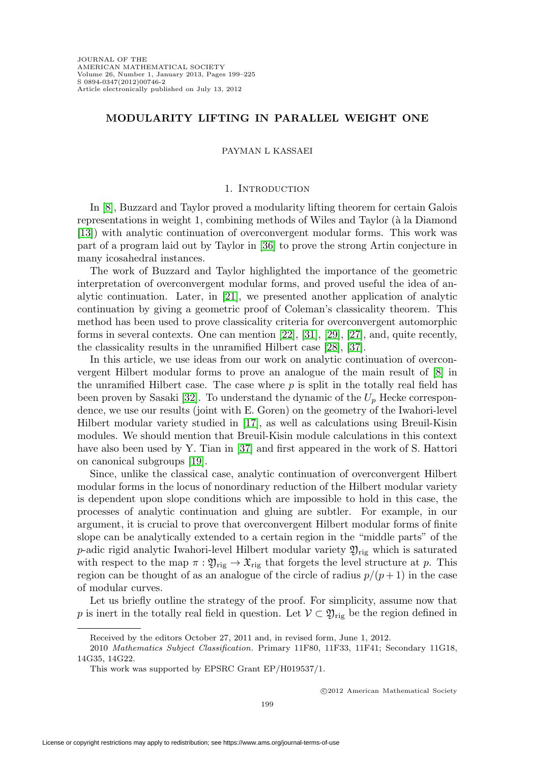# MODULARITY LIFTING IN PARALLEL WEIGHT ONE

PAYMAN L KASSAEI

## 1. Introduction

In [8], Buzzard and Taylor proved a modularity lifting theorem for certain Galois representations in weight 1, combining methods of Wiles and Taylor (à la Diamond [13]) with analytic continuation of overconvergent modular forms. This work was part of a program laid out by Taylor in [36] to prove the strong Artin conjecture in many icosahedral instances.

The work of Buzzard and Taylor highlighted the importance of the geometric interpretation of overconvergent modular forms, and proved useful the idea of analytic continuation. Later, in [21], we presented another application of analytic continuation by giving a geometric proof of Coleman's classicality theorem. This method has been used to prove classicality criteria for overconvergent automorphic forms in several contexts. One can mention [22], [31], [29], [27], and, quite recently, the classicality results in the unramified Hilbert case [28], [37].

In this article, we use ideas from our work on analytic continuation of overconvergent Hilbert modular forms to prove an analogue of the main result of [8] in the unramified Hilbert case. The case where $p$ is split in the totally real field has been proven by Sasaki [32]. To understand the dynamic of the $U_p$ Hecke correspondence, we use our results (joint with E. Goren) on the geometry of the Iwahori-level Hilbert modular variety studied in [17], as well as calculations using Breuil-Kisin modules. We should mention that Breuil-Kisin module calculations in this context have also been used by Y. Tian in [37] and first appeared in the work of S. Hattori on canonical subgroups [19].

Since, unlike the classical case, analytic continuation of overconvergent Hilbert modular forms in the locus of nonordinary reduction of the Hilbert modular variety is dependent upon slope conditions which are impossible to hold in this case, the processes of analytic continuation and gluing are subtler. For example, in our argument, it is crucial to prove that overconvergent Hilbert modular forms of finite slope can be analytically extended to a certain region in the "middle parts" of the $p$-adic rigid analytic Iwahori-level Hilbert modular variety $\mathfrak{Y}_{\text{rig}}$ which is saturated with respect to the map $\pi : \mathfrak{Y}_{\text{rig}} \to \mathfrak{X}_{\text{rig}}$ that forgets the level structure at $p$. This region can be thought of as an analogue of the circle of radius $p/(p+1)$ in the case of modular curves.

Let us briefly outline the strategy of the proof. For simplicity, assume now that $p$ is inert in the totally real field in question. Let $\mathcal{V} \subset \mathfrak{Y}_{\text{rig}}$ be the region defined in

---

Received by the editors October 27, 2011 and, in revised form, June 1, 2012.

2010 *Mathematics Subject Classification.* Primary 11F80, 11F33, 11F41; Secondary 11G18, 14G35, 14G22.

This work was supported by EPSRC Grant EP/H019537/1.

©2012 American Mathematical Society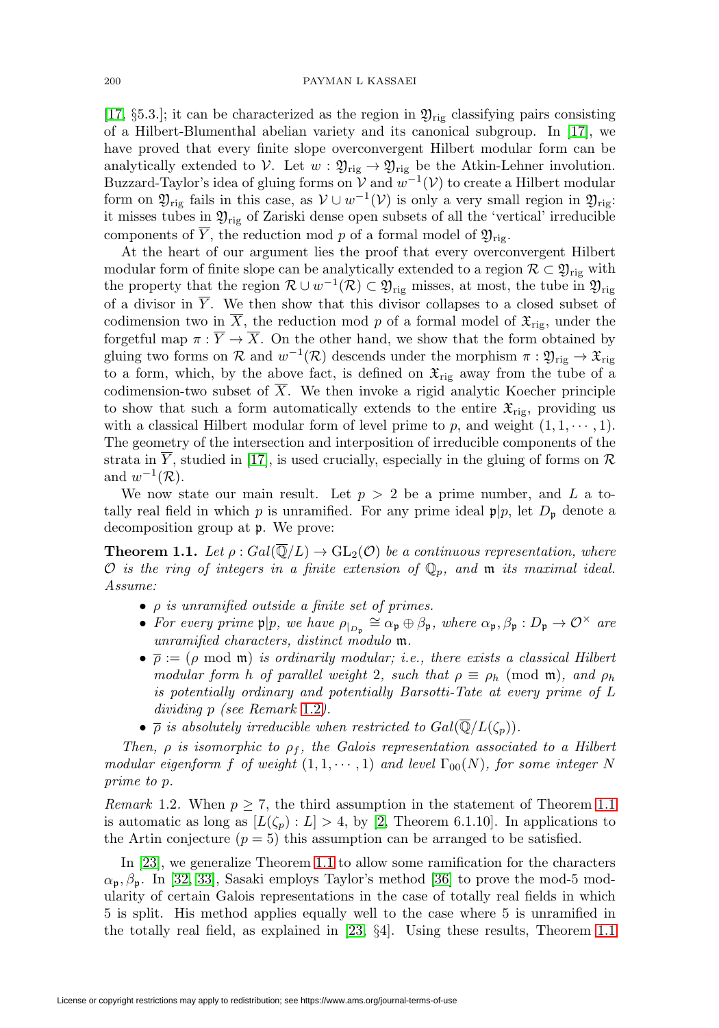[17, §5.3.]; it can be characterized as the region in $\mathfrak{Y}_{\rm rig}$ classifying pairs consisting of a Hilbert-Blumenthal abelian variety and its canonical subgroup. In [17], we have proved that every finite slope overconvergent Hilbert modular form can be analytically extended to $\mathcal{V}$. Let $w : \mathfrak{Y}_{\rm rig} \to \mathfrak{Y}_{\rm rig}$ be the Atkin-Lehner involution. Buzzard-Taylor's idea of gluing forms on $\mathcal{V}$ and $w^{-1}(\mathcal{V})$ to create a Hilbert modular form on $\mathfrak{Y}_{\rm rig}$ fails in this case, as $\mathcal{V} \cup w^{-1}(\mathcal{V})$ is only a very small region in $\mathfrak{Y}_{\rm rig}$: it misses tubes in $\mathfrak{Y}_{\rm rig}$ of Zariski dense open subsets of all the 'vertical' irreducible components of $\overline{Y}$, the reduction mod $p$ of a formal model of $\mathfrak{Y}_{\rm rig}$.

At the heart of our argument lies the proof that every overconvergent Hilbert modular form of finite slope can be analytically extended to a region $\mathcal{R} \subset \mathfrak{Y}_{\rm rig}$ with the property that the region $\mathcal{R} \cup w^{-1}(\mathcal{R}) \subset \mathfrak{Y}_{\rm rig}$ misses, at most, the tube in $\mathfrak{Y}_{\rm rig}$ of a divisor in $\overline{Y}$. We then show that this divisor collapses to a closed subset of codimension two in $\overline{X}$, the reduction mod $p$ of a formal model of $\mathfrak{X}_{\rm rig}$, under the forgetful map $\pi : \overline{Y} \to \overline{X}$. On the other hand, we show that the form obtained by gluing two forms on $\mathcal{R}$ and $w^{-1}(\mathcal{R})$ descends under the morphism $\pi : \mathfrak{Y}_{\rm rig} \to \mathfrak{X}_{\rm rig}$ to a form, which, by the above fact, is defined on $\mathfrak{X}_{\rm rig}$ away from the tube of a codimension-two subset of $\overline{X}$. We then invoke a rigid analytic Koecher principle to show that such a form automatically extends to the entire $\mathfrak{X}_{\rm rig}$, providing us with a classical Hilbert modular form of level prime to $p$, and weight $(1, 1, \cdots, 1)$. The geometry of the intersection and interposition of irreducible components of the strata in $\overline{Y}$, studied in [17], is used crucially, especially in the gluing of forms on $\mathcal{R}$ and $w^{-1}(\mathcal{R})$.

We now state our main result. Let $p > 2$ be a prime number, and $L$ a totally real field in which $p$ is unramified. For any prime ideal $\mathfrak{p}|p$, let $D_\mathfrak{p}$ denote a decomposition group at $\mathfrak{p}$. We prove:

**Theorem 1.1.** *Let $\rho : Gal(\overline{\mathbb{Q}}/L) \to \mathrm{GL}_2(\mathcal{O})$ be a continuous representation, where $\mathcal{O}$ is the ring of integers in a finite extension of $\mathbb{Q}_p$, and $\mathfrak{m}$ its maximal ideal. Assume:*

- *$\rho$ is unramified outside a finite set of primes.*
- *For every prime $\mathfrak{p}|p$, we have $\rho_{|_{D_\mathfrak{p}}} \cong \alpha_\mathfrak{p} \oplus \beta_\mathfrak{p}$, where $\alpha_\mathfrak{p}, \beta_\mathfrak{p} : D_\mathfrak{p} \to \mathcal{O}^\times$ are unramified characters, distinct modulo $\mathfrak{m}$.*
- *$\overline{\rho} := (\rho \bmod \mathfrak{m})$ is ordinarily modular; i.e., there exists a classical Hilbert modular form $h$ of parallel weight $2$, such that $\rho \equiv \rho_h \pmod{\mathfrak{m}}$, and $\rho_h$ is potentially ordinary and potentially Barsotti-Tate at every prime of $L$ dividing $p$ (see Remark 1.2).*
- *$\overline{\rho}$ is absolutely irreducible when restricted to $Gal(\overline{\mathbb{Q}}/L(\zeta_p))$.*

*Then, $\rho$ is isomorphic to $\rho_f$, the Galois representation associated to a Hilbert modular eigenform $f$ of weight $(1, 1, \cdots, 1)$ and level $\Gamma_{00}(N)$, for some integer $N$ prime to $p$.*

*Remark* 1.2. When $p \geq 7$, the third assumption in the statement of Theorem 1.1 is automatic as long as $[L(\zeta_p) : L] > 4$, by [2, Theorem 6.1.10]. In applications to the Artin conjecture ($p = 5$) this assumption can be arranged to be satisfied.

In [23], we generalize Theorem 1.1 to allow some ramification for the characters $\alpha_\mathfrak{p}, \beta_\mathfrak{p}$. In [32, 33], Sasaki employs Taylor's method [36] to prove the mod-5 modularity of certain Galois representations in the case of totally real fields in which 5 is split. His method applies equally well to the case where 5 is unramified in the totally real field, as explained in [23, §4]. Using these results, Theorem 1.1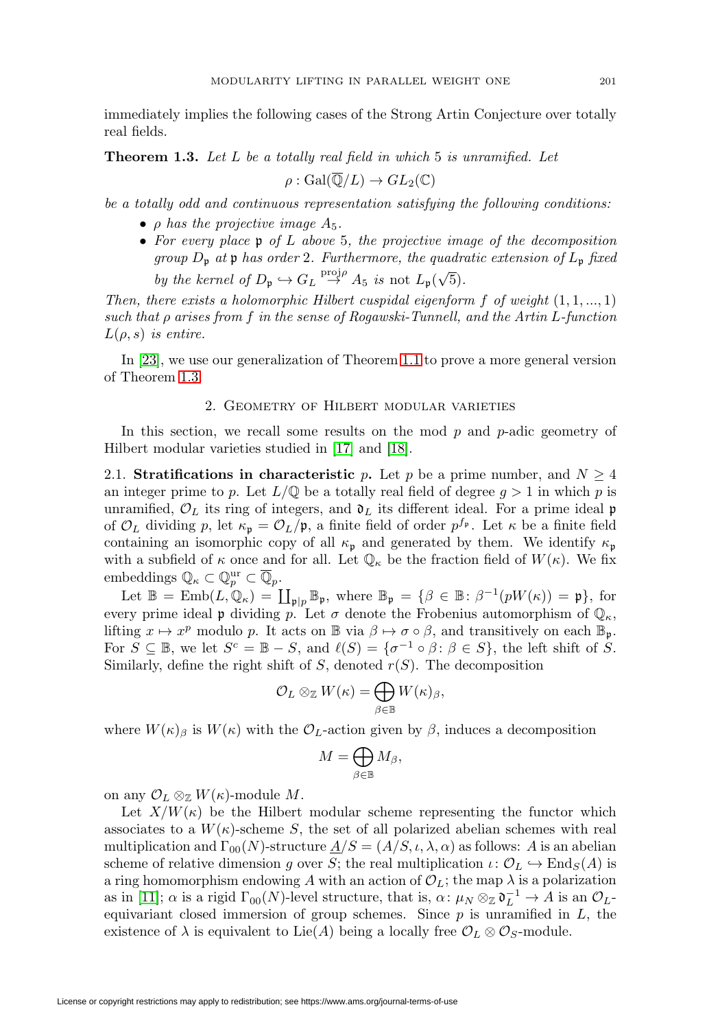immediately implies the following cases of the Strong Artin Conjecture over totally real fields.

**Theorem 1.3.** *Let $L$ be a totally real field in which 5 is unramified. Let*

$$\rho : \mathrm{Gal}(\overline{\mathbb{Q}}/L) \to GL_2(\mathbb{C})$$

*be a totally odd and continuous representation satisfying the following conditions:*

- *$\rho$ has the projective image $A_5$.*
- *For every place $\mathfrak{p}$ of $L$ above 5, the projective image of the decomposition group $D_\mathfrak{p}$ at $\mathfrak{p}$ has order 2. Furthermore, the quadratic extension of $L_\mathfrak{p}$ fixed by the kernel of $D_\mathfrak{p} \hookrightarrow G_L \overset{\mathrm{proj}\rho}{\to} A_5$ is* not *$L_\mathfrak{p}(\sqrt{5})$.*

*Then, there exists a holomorphic Hilbert cuspidal eigenform $f$ of weight $(1,1,...,1)$ such that $\rho$ arises from $f$ in the sense of Rogawski-Tunnell, and the Artin L-function $L(\rho, s)$ is entire.*

In [23], we use our generalization of Theorem 1.1 to prove a more general version of Theorem 1.3.

## 2. Geometry of Hilbert modular varieties

In this section, we recall some results on the mod $p$ and $p$-adic geometry of Hilbert modular varieties studied in [17] and [18].

2.1. **Stratifications in characteristic $p$.** Let $p$ be a prime number, and $N \geq 4$ an integer prime to $p$. Let $L/\mathbb{Q}$ be a totally real field of degree $g > 1$ in which $p$ is unramified, $\mathcal{O}_L$ its ring of integers, and $\mathfrak{d}_L$ its different ideal. For a prime ideal $\mathfrak{p}$ of $\mathcal{O}_L$ dividing $p$, let $\kappa_\mathfrak{p} = \mathcal{O}_L/\mathfrak{p}$, a finite field of order $p^{f_\mathfrak{p}}$. Let $\kappa$ be a finite field containing an isomorphic copy of all $\kappa_\mathfrak{p}$ and generated by them. We identify $\kappa_\mathfrak{p}$ with a subfield of $\kappa$ once and for all. Let $\mathbb{Q}_\kappa$ be the fraction field of $W(\kappa)$. We fix embeddings $\mathbb{Q}_\kappa \subset \mathbb{Q}_p^{\mathrm{ur}} \subset \overline{\mathbb{Q}}_p$.

Let $\mathbb{B} = \mathrm{Emb}(L, \mathbb{Q}_\kappa) = \coprod_{\mathfrak{p}|p} \mathbb{B}_\mathfrak{p}$, where $\mathbb{B}_\mathfrak{p} = \{\beta \in \mathbb{B} \colon \beta^{-1}(pW(\kappa)) = \mathfrak{p}\}$, for every prime ideal $\mathfrak{p}$ dividing $p$. Let $\sigma$ denote the Frobenius automorphism of $\mathbb{Q}_\kappa$, lifting $x \mapsto x^p$ modulo $p$. It acts on $\mathbb{B}$ via $\beta \mapsto \sigma \circ \beta$, and transitively on each $\mathbb{B}_\mathfrak{p}$. For $S \subseteq \mathbb{B}$, we let $S^c = \mathbb{B} - S$, and $\ell(S) = \{\sigma^{-1} \circ \beta \colon \beta \in S\}$, the left shift of $S$. Similarly, define the right shift of $S$, denoted $r(S)$. The decomposition

$$\mathcal{O}_L \otimes_\mathbb{Z} W(\kappa) = \bigoplus_{\beta \in \mathbb{B}} W(\kappa)_\beta,$$

where $W(\kappa)_\beta$ is $W(\kappa)$ with the $\mathcal{O}_L$-action given by $\beta$, induces a decomposition

$$M = \bigoplus_{\beta \in \mathbb{B}} M_\beta,$$

on any $\mathcal{O}_L \otimes_\mathbb{Z} W(\kappa)$-module $M$.

Let $X/W(\kappa)$ be the Hilbert modular scheme representing the functor which associates to a $W(\kappa)$-scheme $S$, the set of all polarized abelian schemes with real multiplication and $\Gamma_{00}(N)$-structure $\underline{A}/S = (A/S, \iota, \lambda, \alpha)$ as follows: $A$ is an abelian scheme of relative dimension $g$ over $S$; the real multiplication $\iota \colon \mathcal{O}_L \hookrightarrow \mathrm{End}_S(A)$ is a ring homomorphism endowing $A$ with an action of $\mathcal{O}_L$; the map $\lambda$ is a polarization as in [11]; $\alpha$ is a rigid $\Gamma_{00}(N)$-level structure, that is, $\alpha \colon \mu_N \otimes_\mathbb{Z} \mathfrak{d}_L^{-1} \to A$ is an $\mathcal{O}_L$-equivariant closed immersion of group schemes. Since $p$ is unramified in $L$, the existence of $\lambda$ is equivalent to $\mathrm{Lie}(A)$ being a locally free $\mathcal{O}_L \otimes \mathcal{O}_S$-module.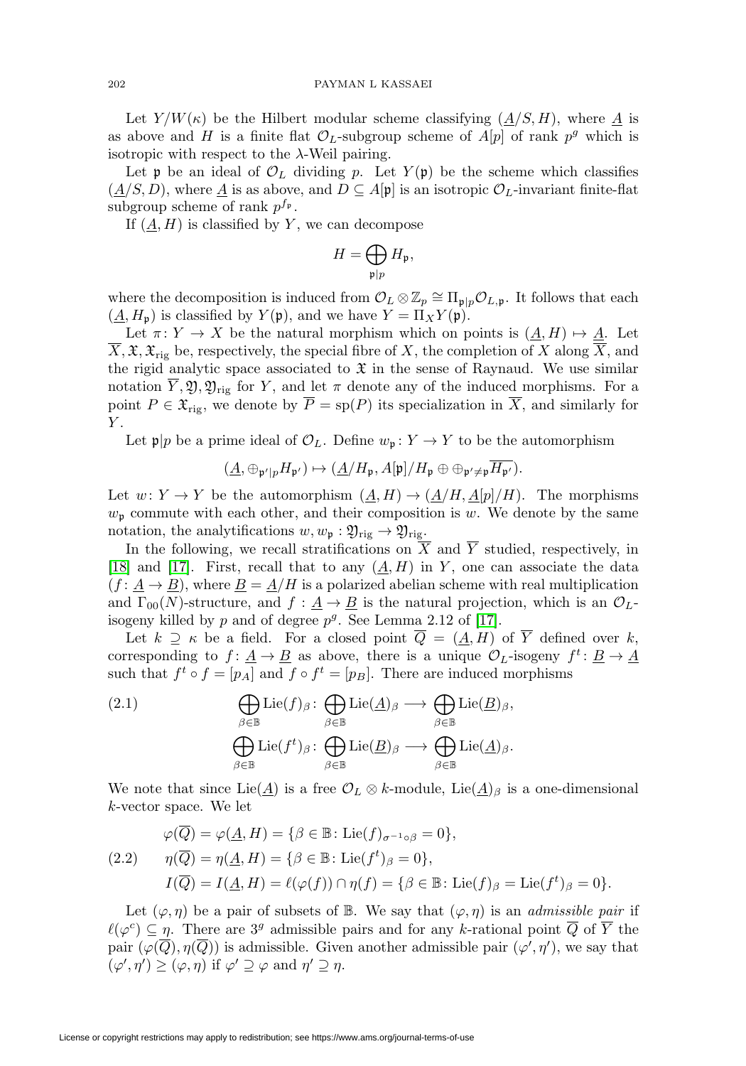Let $Y/W(\kappa)$ be the Hilbert modular scheme classifying $(\underline{A}/S, H)$, where $\underline{A}$ is as above and $H$ is a finite flat $\mathcal{O}_L$-subgroup scheme of $A[p]$ of rank $p^g$ which is isotropic with respect to the λ-Weil pairing.

Let $\mathfrak{p}$ be an ideal of $\mathcal{O}_L$ dividing $p$. Let $Y(\mathfrak{p})$ be the scheme which classifies $(\underline{A}/S, D)$, where $\underline{A}$ is as above, and $D \subseteq A[\mathfrak{p}]$ is an isotropic $\mathcal{O}_L$-invariant finite-flat subgroup scheme of rank $p^{f_\mathfrak{p}}$.

If $(\underline{A}, H)$ is classified by $Y$, we can decompose

$$H = \bigoplus_{\mathfrak{p}|p} H_\mathfrak{p},$$

where the decomposition is induced from $\mathcal{O}_L \otimes \mathbb{Z}_p \cong \Pi_{\mathfrak{p}|p}\mathcal{O}_{L,\mathfrak{p}}$. It follows that each $(\underline{A}, H_\mathfrak{p})$ is classified by $Y(\mathfrak{p})$, and we have $Y = \Pi_X Y(\mathfrak{p})$.

Let $\pi\colon Y \to X$ be the natural morphism which on points is $(\underline{A}, H) \mapsto \underline{A}$. Let $\overline{X}, \mathfrak{X}, \mathfrak{X}_{\mathrm{rig}}$ be, respectively, the special fibre of $X$, the completion of $X$ along $\overline{X}$, and the rigid analytic space associated to $\mathfrak{X}$ in the sense of Raynaud. We use similar notation $\overline{Y}, \mathfrak{Y}, \mathfrak{Y}_{\mathrm{rig}}$ for $Y$, and let $\pi$ denote any of the induced morphisms. For a point $P \in \mathfrak{X}_{\mathrm{rig}}$, we denote by $\overline{P} = \mathrm{sp}(P)$ its specialization in $\overline{X}$, and similarly for $Y$.

Let $\mathfrak{p}|p$ be a prime ideal of $\mathcal{O}_L$. Define $w_\mathfrak{p}\colon Y \to Y$ to be the automorphism

$$(\underline{A}, \oplus_{\mathfrak{p}'|p} H_{\mathfrak{p}'}) \mapsto (\underline{A}/H_\mathfrak{p}, A[\mathfrak{p}]/H_\mathfrak{p} \oplus \oplus_{\mathfrak{p}' \neq \mathfrak{p}} \overline{H_{\mathfrak{p}'}}).$$

Let $w\colon Y \to Y$ be the automorphism $(\underline{A}, H) \to (\underline{A}/H, \underline{A}[p]/H)$. The morphisms $w_\mathfrak{p}$ commute with each other, and their composition is $w$. We denote by the same notation, the analytifications $w, w_\mathfrak{p} : \mathfrak{Y}_{\mathrm{rig}} \to \mathfrak{Y}_{\mathrm{rig}}$.

In the following, we recall stratifications on $\overline{X}$ and $\overline{Y}$ studied, respectively, in [18] and [17]. First, recall that to any $(\underline{A}, H)$ in $Y$, one can associate the data $(f\colon \underline{A} \to \underline{B})$, where $\underline{B} = \underline{A}/H$ is a polarized abelian scheme with real multiplication and $\Gamma_{00}(N)$-structure, and $f : \underline{A} \to \underline{B}$ is the natural projection, which is an $\mathcal{O}_L$-isogeny killed by $p$ and of degree $p^g$. See Lemma 2.12 of [17].

Let $k \supseteq \kappa$ be a field. For a closed point $\overline{Q} = (\underline{A}, H)$ of $\overline{Y}$ defined over $k$, corresponding to $f\colon \underline{A} \to \underline{B}$ as above, there is a unique $\mathcal{O}_L$-isogeny $f^t\colon \underline{B} \to \underline{A}$ such that $f^t \circ f = [p_A]$ and $f \circ f^t = [p_B]$. There are induced morphisms

$$\begin{aligned}
(2.1) \qquad & \bigoplus_{\beta \in \mathbb{B}} \mathrm{Lie}(f)_\beta \colon \bigoplus_{\beta \in \mathbb{B}} \mathrm{Lie}(\underline{A})_\beta \longrightarrow \bigoplus_{\beta \in \mathbb{B}} \mathrm{Lie}(\underline{B})_\beta, \\
& \bigoplus_{\beta \in \mathbb{B}} \mathrm{Lie}(f^t)_\beta \colon \bigoplus_{\beta \in \mathbb{B}} \mathrm{Lie}(\underline{B})_\beta \longrightarrow \bigoplus_{\beta \in \mathbb{B}} \mathrm{Lie}(\underline{A})_\beta.
\end{aligned}$$

We note that since $\mathrm{Lie}(\underline{A})$ is a free $\mathcal{O}_L \otimes k$-module, $\mathrm{Lie}(\underline{A})_\beta$ is a one-dimensional $k$-vector space. We let

$$\begin{aligned}
& \varphi(\overline{Q}) = \varphi(\underline{A}, H) = \{\beta \in \mathbb{B} \colon \mathrm{Lie}(f)_{\sigma^{-1} \circ \beta} = 0\}, \\
(2.2) \qquad & \eta(\overline{Q}) = \eta(\underline{A}, H) = \{\beta \in \mathbb{B} \colon \mathrm{Lie}(f^t)_\beta = 0\}, \\
& I(\overline{Q}) = I(\underline{A}, H) = \ell(\varphi(f)) \cap \eta(f) = \{\beta \in \mathbb{B} \colon \mathrm{Lie}(f)_\beta = \mathrm{Lie}(f^t)_\beta = 0\}.
\end{aligned}$$

Let $(\varphi, \eta)$ be a pair of subsets of $\mathbb{B}$. We say that $(\varphi, \eta)$ is an *admissible pair* if $\ell(\varphi^c) \subseteq \eta$. There are $3^g$ admissible pairs and for any $k$-rational point $\overline{Q}$ of $\overline{Y}$ the pair $(\varphi(\overline{Q}), \eta(\overline{Q}))$ is admissible. Given another admissible pair $(\varphi', \eta')$, we say that $(\varphi', \eta') \geq (\varphi, \eta)$ if $\varphi' \supseteq \varphi$ and $\eta' \supseteq \eta$.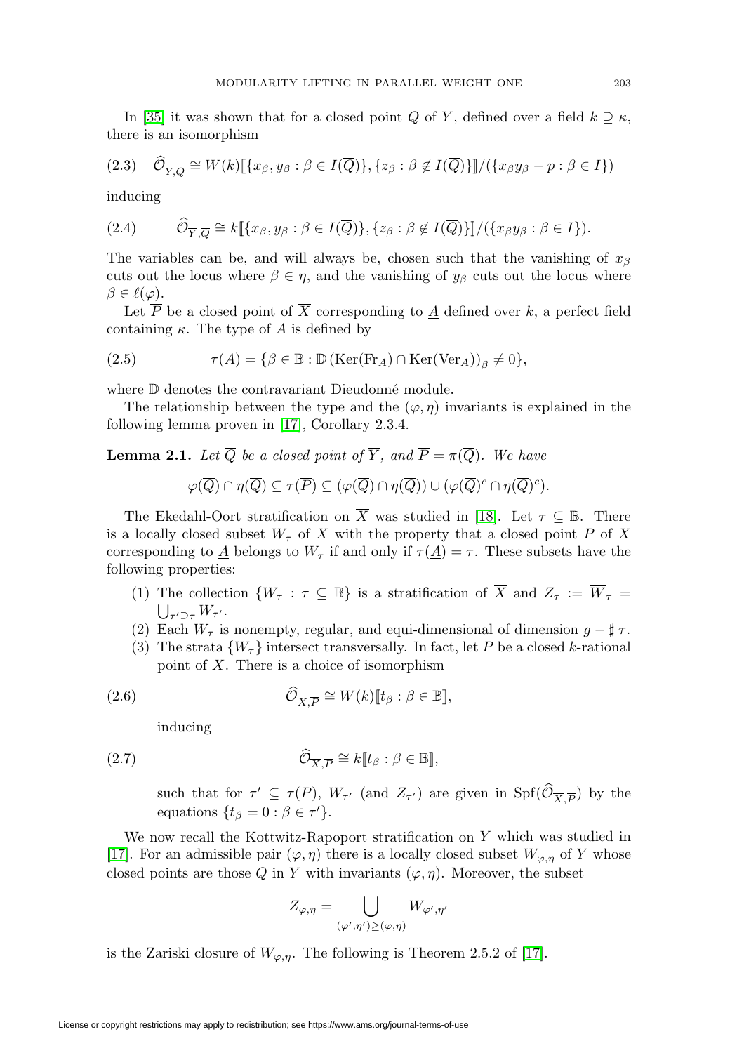In [35] it was shown that for a closed point $\overline{Q}$ of $\overline{Y}$, defined over a field $k \supseteq \kappa$, there is an isomorphism

$$\widehat{\mathcal{O}}_{Y,\overline{Q}} \cong W(k)[\![\{x_\beta, y_\beta : \beta \in I(\overline{Q})\}, \{z_\beta : \beta \notin I(\overline{Q})\}]\!]/(\{x_\beta y_\beta - p : \beta \in I\}) \tag{2.3}$$

inducing

$$\widehat{\mathcal{O}}_{\overline{Y},\overline{Q}} \cong k[\![\{x_\beta, y_\beta : \beta \in I(\overline{Q})\}, \{z_\beta : \beta \notin I(\overline{Q})\}]\!]/(\{x_\beta y_\beta : \beta \in I\}). \tag{2.4}$$

The variables can be, and will always be, chosen such that the vanishing of $x_\beta$ cuts out the locus where $\beta \in \eta$, and the vanishing of $y_\beta$ cuts out the locus where $\beta \in \ell(\varphi)$.

Let $\overline{P}$ be a closed point of $\overline{X}$ corresponding to $\underline{A}$ defined over $k$, a perfect field containing $\kappa$. The type of $\underline{A}$ is defined by

$$\tau(\underline{A}) = \{\beta \in \mathbb{B} : \mathbb{D}\left(\mathrm{Ker}(\mathrm{Fr}_A) \cap \mathrm{Ker}(\mathrm{Ver}_A)\right)_\beta \neq 0\}, \tag{2.5}$$

where $\mathbb{D}$ denotes the contravariant Dieudonné module.

The relationship between the type and the $(\varphi, \eta)$ invariants is explained in the following lemma proven in [17], Corollary 2.3.4.

**Lemma 2.1.** *Let $\overline{Q}$ be a closed point of $\overline{Y}$, and $\overline{P} = \pi(\overline{Q})$. We have*

$$\varphi(\overline{Q}) \cap \eta(\overline{Q}) \subseteq \tau(\overline{P}) \subseteq (\varphi(\overline{Q}) \cap \eta(\overline{Q})) \cup (\varphi(\overline{Q})^c \cap \eta(\overline{Q})^c).$$

The Ekedahl-Oort stratification on $\overline{X}$ was studied in [18]. Let $\tau \subseteq \mathbb{B}$. There is a locally closed subset $W_\tau$ of $\overline{X}$ with the property that a closed point $\overline{P}$ of $\overline{X}$ corresponding to $\underline{A}$ belongs to $W_\tau$ if and only if $\tau(\underline{A}) = \tau$. These subsets have the following properties:

1. The collection $\{W_\tau : \tau \subseteq \mathbb{B}\}$ is a stratification of $\overline{X}$ and $Z_\tau := \overline{W}_\tau = \bigcup_{\tau' \supseteq \tau} W_{\tau'}$.
2. Each $W_\tau$ is nonempty, regular, and equi-dimensional of dimension $g - \sharp\, \tau$.
3. The strata $\{W_\tau\}$ intersect transversally. In fact, let $\overline{P}$ be a closed $k$-rational point of $\overline{X}$. There is a choice of isomorphism

$$\widehat{\mathcal{O}}_{X,\overline{P}} \cong W(k)[\![t_\beta : \beta \in \mathbb{B}]\!], \tag{2.6}$$

inducing

$$\widehat{\mathcal{O}}_{\overline{X},\overline{P}} \cong k[\![t_\beta : \beta \in \mathbb{B}]\!], \tag{2.7}$$

such that for $\tau' \subseteq \tau(\overline{P})$, $W_{\tau'}$ (and $Z_{\tau'}$) are given in $\mathrm{Spf}(\widehat{\mathcal{O}}_{\overline{X},\overline{P}})$ by the equations $\{t_\beta = 0 : \beta \in \tau'\}$.

We now recall the Kottwitz-Rapoport stratification on $\overline{Y}$ which was studied in [17]. For an admissible pair $(\varphi, \eta)$ there is a locally closed subset $W_{\varphi,\eta}$ of $\overline{Y}$ whose closed points are those $\overline{Q}$ in $\overline{Y}$ with invariants $(\varphi, \eta)$. Moreover, the subset

$$Z_{\varphi,\eta} = \bigcup_{(\varphi',\eta') \geq (\varphi,\eta)} W_{\varphi',\eta'}$$

is the Zariski closure of $W_{\varphi,\eta}$. The following is Theorem 2.5.2 of [17].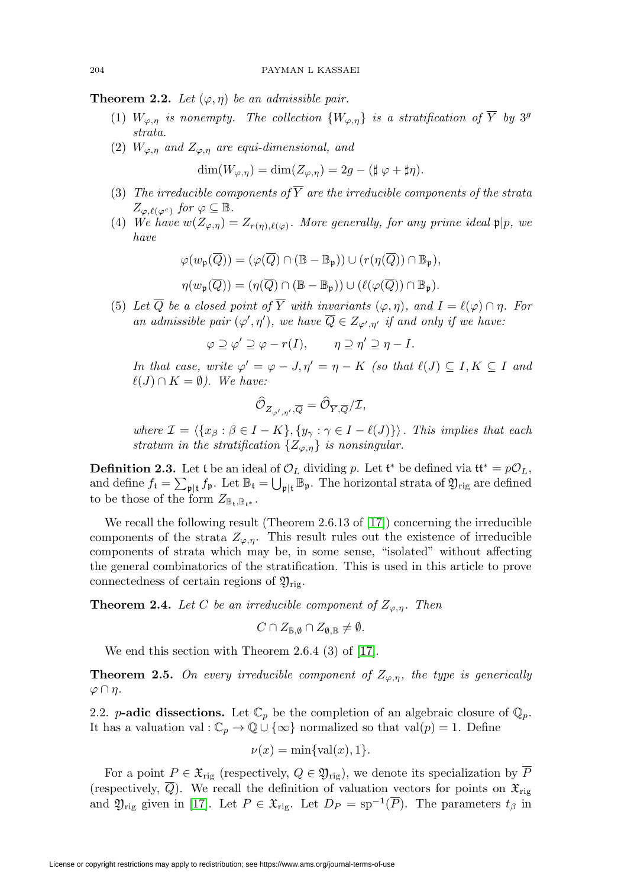**Theorem 2.2.** *Let $(\varphi, \eta)$ be an admissible pair.*

(1) *$W_{\varphi,\eta}$ is nonempty. The collection $\{W_{\varphi,\eta}\}$ is a stratification of $\overline{Y}$ by $3^g$ strata.*

(2) *$W_{\varphi,\eta}$ and $Z_{\varphi,\eta}$ are equi-dimensional, and*

$$\dim(W_{\varphi,\eta}) = \dim(Z_{\varphi,\eta}) = 2g - (\sharp\, \varphi + \sharp \eta).$$

(3) *The irreducible components of $\overline{Y}$ are the irreducible components of the strata $Z_{\varphi,\ell(\varphi^c)}$ for $\varphi \subseteq \mathbb{B}$.*

(4) *We have $w(Z_{\varphi,\eta}) = Z_{r(\eta),\ell(\varphi)}$. More generally, for any prime ideal $\mathfrak{p}|p$, we have*

$$\varphi(w_{\mathfrak{p}}(\overline{Q})) = (\varphi(\overline{Q}) \cap (\mathbb{B} - \mathbb{B}_{\mathfrak{p}})) \cup (r(\eta(\overline{Q})) \cap \mathbb{B}_{\mathfrak{p}}),$$

$$\eta(w_{\mathfrak{p}}(\overline{Q})) = (\eta(\overline{Q}) \cap (\mathbb{B} - \mathbb{B}_{\mathfrak{p}})) \cup (\ell(\varphi(\overline{Q})) \cap \mathbb{B}_{\mathfrak{p}}).$$

(5) *Let $\overline{Q}$ be a closed point of $\overline{Y}$ with invariants $(\varphi, \eta)$, and $I = \ell(\varphi) \cap \eta$. For an admissible pair $(\varphi', \eta')$, we have $\overline{Q} \in Z_{\varphi',\eta'}$ if and only if we have:*

$$\varphi \supseteq \varphi' \supseteq \varphi - r(I), \qquad \eta \supseteq \eta' \supseteq \eta - I.$$

*In that case, write $\varphi' = \varphi - J, \eta' = \eta - K$ (so that $\ell(J) \subseteq I, K \subseteq I$ and $\ell(J) \cap K = \emptyset$). We have:*

$$\widehat{\mathcal{O}}_{Z_{\varphi',\eta'},\overline{Q}} = \widehat{\mathcal{O}}_{\overline{Y},\overline{Q}}/\mathcal{I},$$

*where $\mathcal{I} = \langle \{x_\beta : \beta \in I - K\}, \{y_\gamma : \gamma \in I - \ell(J)\} \rangle$. This implies that each stratum in the stratification $\{Z_{\varphi,\eta}\}$ is nonsingular.*

**Definition 2.3.** Let $\mathfrak{t}$ be an ideal of $\mathcal{O}_L$ dividing $p$. Let $\mathfrak{t}^*$ be defined via $\mathfrak{t}\mathfrak{t}^* = p\mathcal{O}_L$, and define $f_{\mathfrak{t}} = \sum_{\mathfrak{p}|\mathfrak{t}} f_{\mathfrak{p}}$. Let $\mathbb{B}_{\mathfrak{t}} = \bigcup_{\mathfrak{p}|\mathfrak{t}} \mathbb{B}_{\mathfrak{p}}$. The horizontal strata of $\mathfrak{Y}_{\mathrm{rig}}$ are defined to be those of the form $Z_{\mathbb{B}_{\mathfrak{t}},\mathbb{B}_{\mathfrak{t}^*}}$.

We recall the following result (Theorem 2.6.13 of [17]) concerning the irreducible components of the strata $Z_{\varphi,\eta}$. This result rules out the existence of irreducible components of strata which may be, in some sense, "isolated" without affecting the general combinatorics of the stratification. This is used in this article to prove connectedness of certain regions of $\mathfrak{Y}_{\mathrm{rig}}$.

**Theorem 2.4.** *Let $C$ be an irreducible component of $Z_{\varphi,\eta}$. Then*

$$C \cap Z_{\mathbb{B},\emptyset} \cap Z_{\emptyset,\mathbb{B}} \neq \emptyset.$$

We end this section with Theorem 2.6.4 (3) of [17].

**Theorem 2.5.** *On every irreducible component of $Z_{\varphi,\eta}$, the type is generically $\varphi \cap \eta$.*

2.2. **$p$-adic dissections.** Let $\mathbb{C}_p$ be the completion of an algebraic closure of $\mathbb{Q}_p$. It has a valuation $\mathrm{val} : \mathbb{C}_p \to \mathbb{Q} \cup \{\infty\}$ normalized so that $\mathrm{val}(p) = 1$. Define

$$\nu(x) = \min\{\mathrm{val}(x), 1\}.$$

For a point $P \in \mathfrak{X}_{\mathrm{rig}}$ (respectively, $Q \in \mathfrak{Y}_{\mathrm{rig}}$), we denote its specialization by $\overline{P}$ (respectively, $\overline{Q}$). We recall the definition of valuation vectors for points on $\mathfrak{X}_{\mathrm{rig}}$ and $\mathfrak{Y}_{\mathrm{rig}}$ given in [17]. Let $P \in \mathfrak{X}_{\mathrm{rig}}$. Let $D_P = \mathrm{sp}^{-1}(\overline{P})$. The parameters $t_\beta$ in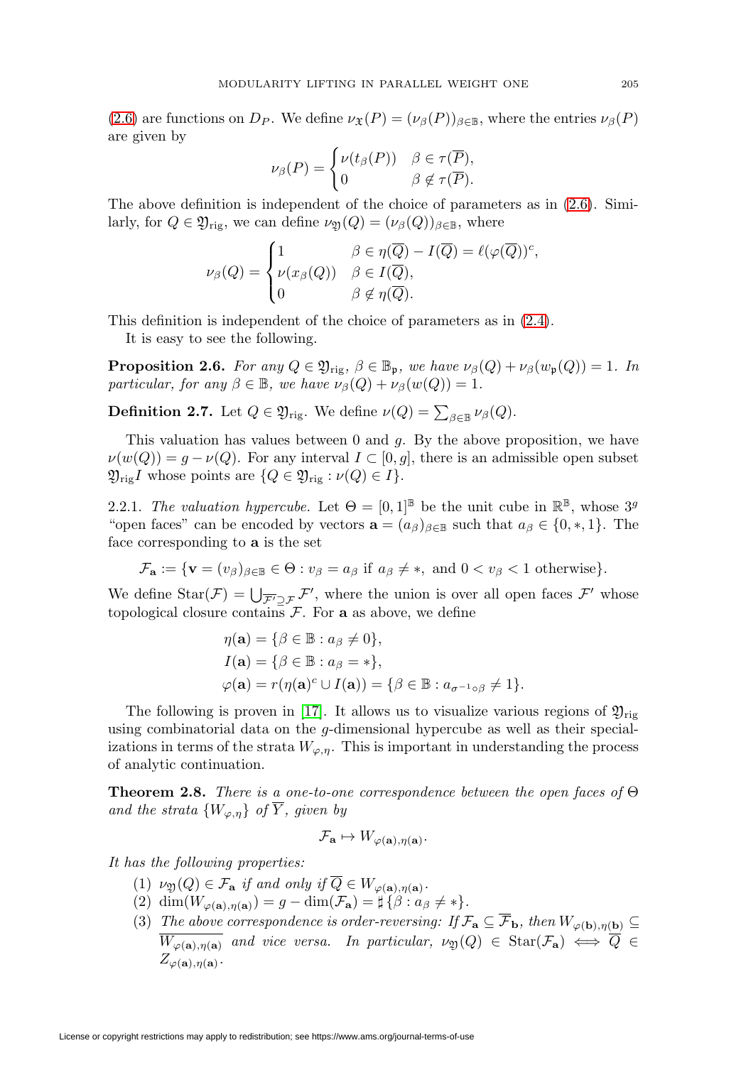(2.6) are functions on $D_P$. We define $\nu_{\mathfrak{X}}(P) = (\nu_\beta(P))_{\beta\in\mathbb{B}}$, where the entries $\nu_\beta(P)$ are given by

$$\nu_\beta(P) = \begin{cases} \nu(t_\beta(P)) & \beta \in \tau(\overline{P}), \\ 0 & \beta \notin \tau(\overline{P}). \end{cases}$$

The above definition is independent of the choice of parameters as in (2.6). Similarly, for $Q \in \mathfrak{Y}_{\mathrm{rig}}$, we can define $\nu_{\mathfrak{Y}}(Q) = (\nu_\beta(Q))_{\beta\in\mathbb{B}}$, where

$$\nu_\beta(Q) = \begin{cases} 1 & \beta \in \eta(\overline{Q}) - I(\overline{Q}) = \ell(\varphi(\overline{Q}))^c, \\ \nu(x_\beta(Q)) & \beta \in I(\overline{Q}), \\ 0 & \beta \notin \eta(\overline{Q}). \end{cases}$$

This definition is independent of the choice of parameters as in (2.4).

It is easy to see the following.

**Proposition 2.6.** *For any $Q \in \mathfrak{Y}_{\mathrm{rig}}$, $\beta \in \mathbb{B}_{\mathfrak{p}}$, we have $\nu_\beta(Q) + \nu_\beta(w_{\mathfrak{p}}(Q)) = 1$. In particular, for any $\beta \in \mathbb{B}$, we have $\nu_\beta(Q) + \nu_\beta(w(Q)) = 1$.*

**Definition 2.7.** Let $Q \in \mathfrak{Y}_{\mathrm{rig}}$. We define $\nu(Q) = \sum_{\beta\in\mathbb{B}} \nu_\beta(Q)$.

This valuation has values between 0 and $g$. By the above proposition, we have $\nu(w(Q)) = g - \nu(Q)$. For any interval $I \subset [0, g]$, there is an admissible open subset $\mathfrak{Y}_{\mathrm{rig}} I$ whose points are $\{Q \in \mathfrak{Y}_{\mathrm{rig}} : \nu(Q) \in I\}$.

2.2.1. *The valuation hypercube.* Let $\Theta = [0, 1]^{\mathbb{B}}$ be the unit cube in $\mathbb{R}^{\mathbb{B}}$, whose $3^g$ "open faces" can be encoded by vectors $\mathbf{a} = (a_\beta)_{\beta\in\mathbb{B}}$ such that $a_\beta \in \{0, *, 1\}$. The face corresponding to $\mathbf{a}$ is the set

$$\mathcal{F}_{\mathbf{a}} := \{\mathbf{v} = (v_\beta)_{\beta\in\mathbb{B}} \in \Theta : v_\beta = a_\beta \text{ if } a_\beta \neq *, \text{ and } 0 < v_\beta < 1 \text{ otherwise}\}.$$

We define $\mathrm{Star}(\mathcal{F}) = \bigcup_{\overline{\mathcal{F}'} \supseteq \mathcal{F}} \mathcal{F}'$, where the union is over all open faces $\mathcal{F}'$ whose topological closure contains $\mathcal{F}$. For $\mathbf{a}$ as above, we define

$$\begin{aligned} \eta(\mathbf{a}) &= \{\beta \in \mathbb{B} : a_\beta \neq 0\}, \\ I(\mathbf{a}) &= \{\beta \in \mathbb{B} : a_\beta = *\}, \\ \varphi(\mathbf{a}) &= r(\eta(\mathbf{a})^c \cup I(\mathbf{a})) = \{\beta \in \mathbb{B} : a_{\sigma^{-1}\circ\beta} \neq 1\}. \end{aligned}$$

The following is proven in [17]. It allows us to visualize various regions of $\mathfrak{Y}_{\mathrm{rig}}$ using combinatorial data on the $g$-dimensional hypercube as well as their specializations in terms of the strata $W_{\varphi,\eta}$. This is important in understanding the process of analytic continuation.

**Theorem 2.8.** *There is a one-to-one correspondence between the open faces of $\Theta$ and the strata $\{W_{\varphi,\eta}\}$ of $\overline{Y}$, given by*

$$\mathcal{F}_{\mathbf{a}} \mapsto W_{\varphi(\mathbf{a}),\eta(\mathbf{a})}.$$

*It has the following properties:*

1. *$\nu_{\mathfrak{Y}}(Q) \in \mathcal{F}_{\mathbf{a}}$ if and only if $\overline{Q} \in W_{\varphi(\mathbf{a}),\eta(\mathbf{a})}$.*
2. *$\dim(W_{\varphi(\mathbf{a}),\eta(\mathbf{a})}) = g - \dim(\mathcal{F}_{\mathbf{a}}) = \sharp\{\beta : a_\beta \neq *\}$.*
3. *The above correspondence is order-reversing: If $\mathcal{F}_{\mathbf{a}} \subseteq \overline{\mathcal{F}}_{\mathbf{b}}$, then $W_{\varphi(\mathbf{b}),\eta(\mathbf{b})} \subseteq \overline{W_{\varphi(\mathbf{a}),\eta(\mathbf{a})}}$ and vice versa. In particular, $\nu_{\mathfrak{Y}}(Q) \in \mathrm{Star}(\mathcal{F}_{\mathbf{a}}) \iff \overline{Q} \in Z_{\varphi(\mathbf{a}),\eta(\mathbf{a})}$.*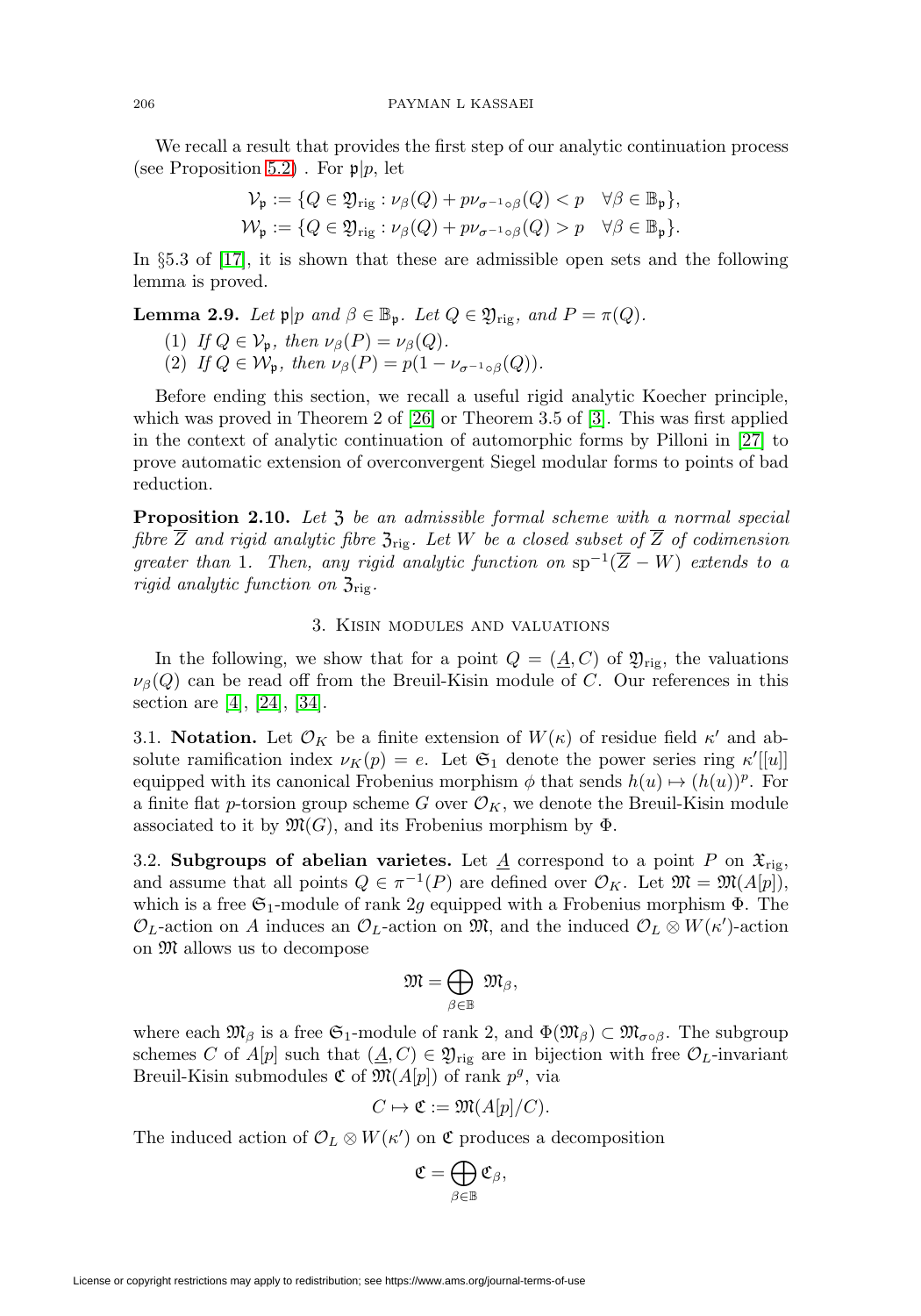We recall a result that provides the first step of our analytic continuation process (see Proposition 5.2) . For $\mathfrak{p}|p$, let

$$\mathcal{V}_\mathfrak{p} := \{Q \in \mathfrak{Y}_{\mathrm{rig}} : \nu_\beta(Q) + p\nu_{\sigma^{-1}\circ\beta}(Q) < p \quad \forall \beta \in \mathbb{B}_\mathfrak{p}\},$$
$$\mathcal{W}_\mathfrak{p} := \{Q \in \mathfrak{Y}_{\mathrm{rig}} : \nu_\beta(Q) + p\nu_{\sigma^{-1}\circ\beta}(Q) > p \quad \forall \beta \in \mathbb{B}_\mathfrak{p}\}.$$

In §5.3 of [17], it is shown that these are admissible open sets and the following lemma is proved.

**Lemma 2.9.** *Let $\mathfrak{p}|p$ and $\beta \in \mathbb{B}_\mathfrak{p}$. Let $Q \in \mathfrak{Y}_{\mathrm{rig}}$, and $P = \pi(Q)$.*

(1) *If $Q \in \mathcal{V}_\mathfrak{p}$, then $\nu_\beta(P) = \nu_\beta(Q)$.*
(2) *If $Q \in \mathcal{W}_\mathfrak{p}$, then $\nu_\beta(P) = p(1 - \nu_{\sigma^{-1}\circ\beta}(Q))$.*

Before ending this section, we recall a useful rigid analytic Koecher principle, which was proved in Theorem 2 of [26] or Theorem 3.5 of [3]. This was first applied in the context of analytic continuation of automorphic forms by Pilloni in [27] to prove automatic extension of overconvergent Siegel modular forms to points of bad reduction.

**Proposition 2.10.** *Let $\mathfrak{Z}$ be an admissible formal scheme with a normal special fibre $\overline{Z}$ and rigid analytic fibre $\mathfrak{Z}_{\mathrm{rig}}$. Let $W$ be a closed subset of $\overline{Z}$ of codimension greater than 1. Then, any rigid analytic function on $\mathrm{sp}^{-1}(\overline{Z} - W)$ extends to a rigid analytic function on $\mathfrak{Z}_{\mathrm{rig}}$.*

## 3. Kisin modules and valuations

In the following, we show that for a point $Q = (\underline{A}, C)$ of $\mathfrak{Y}_{\mathrm{rig}}$, the valuations $\nu_\beta(Q)$ can be read off from the Breuil-Kisin module of $C$. Our references in this section are [4], [24], [34].

3.1. **Notation.** Let $\mathcal{O}_K$ be a finite extension of $W(\kappa)$ of residue field $\kappa'$ and absolute ramification index $\nu_K(p) = e$. Let $\mathfrak{S}_1$ denote the power series ring $\kappa'[[u]]$ equipped with its canonical Frobenius morphism $\phi$ that sends $h(u) \mapsto (h(u))^p$. For a finite flat $p$-torsion group scheme $G$ over $\mathcal{O}_K$, we denote the Breuil-Kisin module associated to it by $\mathfrak{M}(G)$, and its Frobenius morphism by $\Phi$.

3.2. **Subgroups of abelian varieties.** Let $\underline{A}$ correspond to a point $P$ on $\mathfrak{X}_{\mathrm{rig}}$, and assume that all points $Q \in \pi^{-1}(P)$ are defined over $\mathcal{O}_K$. Let $\mathfrak{M} = \mathfrak{M}(A[p])$, which is a free $\mathfrak{S}_1$-module of rank $2g$ equipped with a Frobenius morphism $\Phi$. The $\mathcal{O}_L$-action on $A$ induces an $\mathcal{O}_L$-action on $\mathfrak{M}$, and the induced $\mathcal{O}_L \otimes W(\kappa')$-action on $\mathfrak{M}$ allows us to decompose

$$\mathfrak{M} = \bigoplus_{\beta \in \mathbb{B}} \mathfrak{M}_\beta,$$

where each $\mathfrak{M}_\beta$ is a free $\mathfrak{S}_1$-module of rank 2, and $\Phi(\mathfrak{M}_\beta) \subset \mathfrak{M}_{\sigma\circ\beta}$. The subgroup schemes $C$ of $A[p]$ such that $(\underline{A}, C) \in \mathfrak{Y}_{\mathrm{rig}}$ are in bijection with free $\mathcal{O}_L$-invariant Breuil-Kisin submodules $\mathfrak{C}$ of $\mathfrak{M}(A[p])$ of rank $p^g$, via

$$C \mapsto \mathfrak{C} := \mathfrak{M}(A[p]/C).$$

The induced action of $\mathcal{O}_L \otimes W(\kappa')$ on $\mathfrak{C}$ produces a decomposition

$$\mathfrak{C} = \bigoplus_{\beta \in \mathbb{B}} \mathfrak{C}_\beta,$$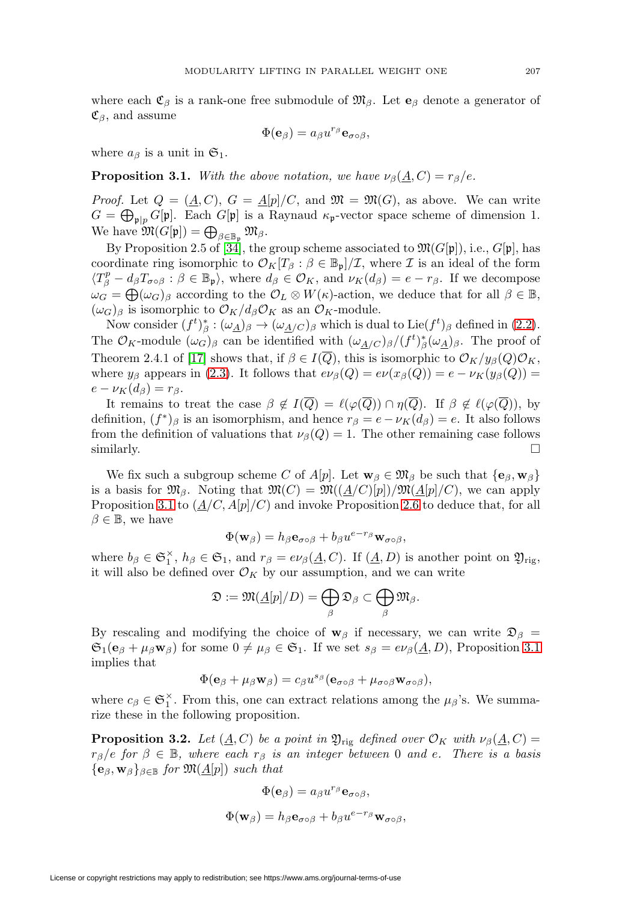where each $\mathfrak{C}_\beta$ is a rank-one free submodule of $\mathfrak{M}_\beta$. Let $\mathbf{e}_\beta$ denote a generator of $\mathfrak{C}_\beta$, and assume

$$\Phi(\mathbf{e}_\beta) = a_\beta u^{r_\beta} \mathbf{e}_{\sigma\circ\beta},$$

where $a_\beta$ is a unit in $\mathfrak{S}_1$.

**Proposition 3.1.** *With the above notation, we have $\nu_\beta(\underline{A}, C) = r_\beta/e$.*

*Proof.* Let $Q = (\underline{A}, C)$, $G = \underline{A}[p]/C$, and $\mathfrak{M} = \mathfrak{M}(G)$, as above. We can write $G = \bigoplus_{\mathfrak{p}|p} G[\mathfrak{p}]$. Each $G[\mathfrak{p}]$ is a Raynaud $\kappa_\mathfrak{p}$-vector space scheme of dimension 1. We have $\mathfrak{M}(G[\mathfrak{p}]) = \bigoplus_{\beta\in\mathbb{B}_\mathfrak{p}} \mathfrak{M}_\beta$.

By Proposition 2.5 of [34], the group scheme associated to $\mathfrak{M}(G[\mathfrak{p}])$, i.e., $G[\mathfrak{p}]$, has coordinate ring isomorphic to $\mathcal{O}_K[T_\beta : \beta \in \mathbb{B}_\mathfrak{p}]/\mathcal{I}$, where $\mathcal{I}$ is an ideal of the form $\langle T_\beta^p - d_\beta T_{\sigma\circ\beta} : \beta \in \mathbb{B}_\mathfrak{p}\rangle$, where $d_\beta \in \mathcal{O}_K$, and $\nu_K(d_\beta) = e - r_\beta$. If we decompose $\omega_G = \bigoplus (\omega_G)_\beta$ according to the $\mathcal{O}_L \otimes W(\kappa)$-action, we deduce that for all $\beta \in \mathbb{B}$, $(\omega_G)_\beta$ is isomorphic to $\mathcal{O}_K/d_\beta\mathcal{O}_K$ as an $\mathcal{O}_K$-module.

Now consider $(f^t)^*_\beta : (\omega_{\underline{A}})_\beta \to (\omega_{\underline{A}/C})_\beta$ which is dual to $\mathrm{Lie}(f^t)_\beta$ defined in (2.2). The $\mathcal{O}_K$-module $(\omega_G)_\beta$ can be identified with $(\omega_{\underline{A}/C})_\beta/(f^t)^*_\beta(\omega_{\underline{A}})_\beta$. The proof of Theorem 2.4.1 of [17] shows that, if $\beta \in I(\overline{Q})$, this is isomorphic to $\mathcal{O}_K/y_\beta(Q)\mathcal{O}_K$, where $y_\beta$ appears in (2.3). It follows that $e\nu_\beta(Q) = e\nu(x_\beta(Q)) = e - \nu_K(y_\beta(Q)) = e - \nu_K(d_\beta) = r_\beta$.

It remains to treat the case $\beta \notin I(\overline{Q}) = \ell(\varphi(\overline{Q})) \cap \eta(\overline{Q})$. If $\beta \notin \ell(\varphi(\overline{Q}))$, by definition, $(f^*)_\beta$ is an isomorphism, and hence $r_\beta = e - \nu_K(d_\beta) = e$. It also follows from the definition of valuations that $\nu_\beta(Q) = 1$. The other remaining case follows similarly. $\square$

We fix such a subgroup scheme $C$ of $A[p]$. Let $\mathbf{w}_\beta \in \mathfrak{M}_\beta$ be such that $\{\mathbf{e}_\beta, \mathbf{w}_\beta\}$ is a basis for $\mathfrak{M}_\beta$. Noting that $\mathfrak{M}(C) = \mathfrak{M}((\underline{A}/C)[p])/\mathfrak{M}(\underline{A}[p]/C)$, we can apply Proposition 3.1 to $(\underline{A}/C, A[p]/C)$ and invoke Proposition 2.6 to deduce that, for all $\beta \in \mathbb{B}$, we have

$$\Phi(\mathbf{w}_\beta) = h_\beta \mathbf{e}_{\sigma\circ\beta} + b_\beta u^{e-r_\beta}\mathbf{w}_{\sigma\circ\beta},$$

where $b_\beta \in \mathfrak{S}_1^\times$, $h_\beta \in \mathfrak{S}_1$, and $r_\beta = e\nu_\beta(\underline{A}, C)$. If $(\underline{A}, D)$ is another point on $\mathfrak{Y}_{\mathrm{rig}}$, it will also be defined over $\mathcal{O}_K$ by our assumption, and we can write

$$\mathfrak{D} := \mathfrak{M}(\underline{A}[p]/D) = \bigoplus_\beta \mathfrak{D}_\beta \subset \bigoplus_\beta \mathfrak{M}_\beta.$$

By rescaling and modifying the choice of $\mathbf{w}_\beta$ if necessary, we can write $\mathfrak{D}_\beta = \mathfrak{S}_1(\mathbf{e}_\beta + \mu_\beta \mathbf{w}_\beta)$ for some $0 \neq \mu_\beta \in \mathfrak{S}_1$. If we set $s_\beta = e\nu_\beta(\underline{A}, D)$, Proposition 3.1 implies that

$$\Phi(\mathbf{e}_\beta + \mu_\beta \mathbf{w}_\beta) = c_\beta u^{s_\beta}(\mathbf{e}_{\sigma\circ\beta} + \mu_{\sigma\circ\beta}\mathbf{w}_{\sigma\circ\beta}),$$

where $c_\beta \in \mathfrak{S}_1^\times$. From this, one can extract relations among the $\mu_\beta$'s. We summarize these in the following proposition.

**Proposition 3.2.** *Let $(\underline{A}, C)$ be a point in $\mathfrak{Y}_{\mathrm{rig}}$ defined over $\mathcal{O}_K$ with $\nu_\beta(\underline{A}, C) = r_\beta/e$ for $\beta \in \mathbb{B}$, where each $r_\beta$ is an integer between 0 and $e$. There is a basis $\{\mathbf{e}_\beta, \mathbf{w}_\beta\}_{\beta\in\mathbb{B}}$ for $\mathfrak{M}(\underline{A}[p])$ such that*

$$\Phi(\mathbf{e}_\beta) = a_\beta u^{r_\beta}\mathbf{e}_{\sigma\circ\beta},$$

$$\Phi(\mathbf{w}_\beta) = h_\beta \mathbf{e}_{\sigma\circ\beta} + b_\beta u^{e-r_\beta}\mathbf{w}_{\sigma\circ\beta},$$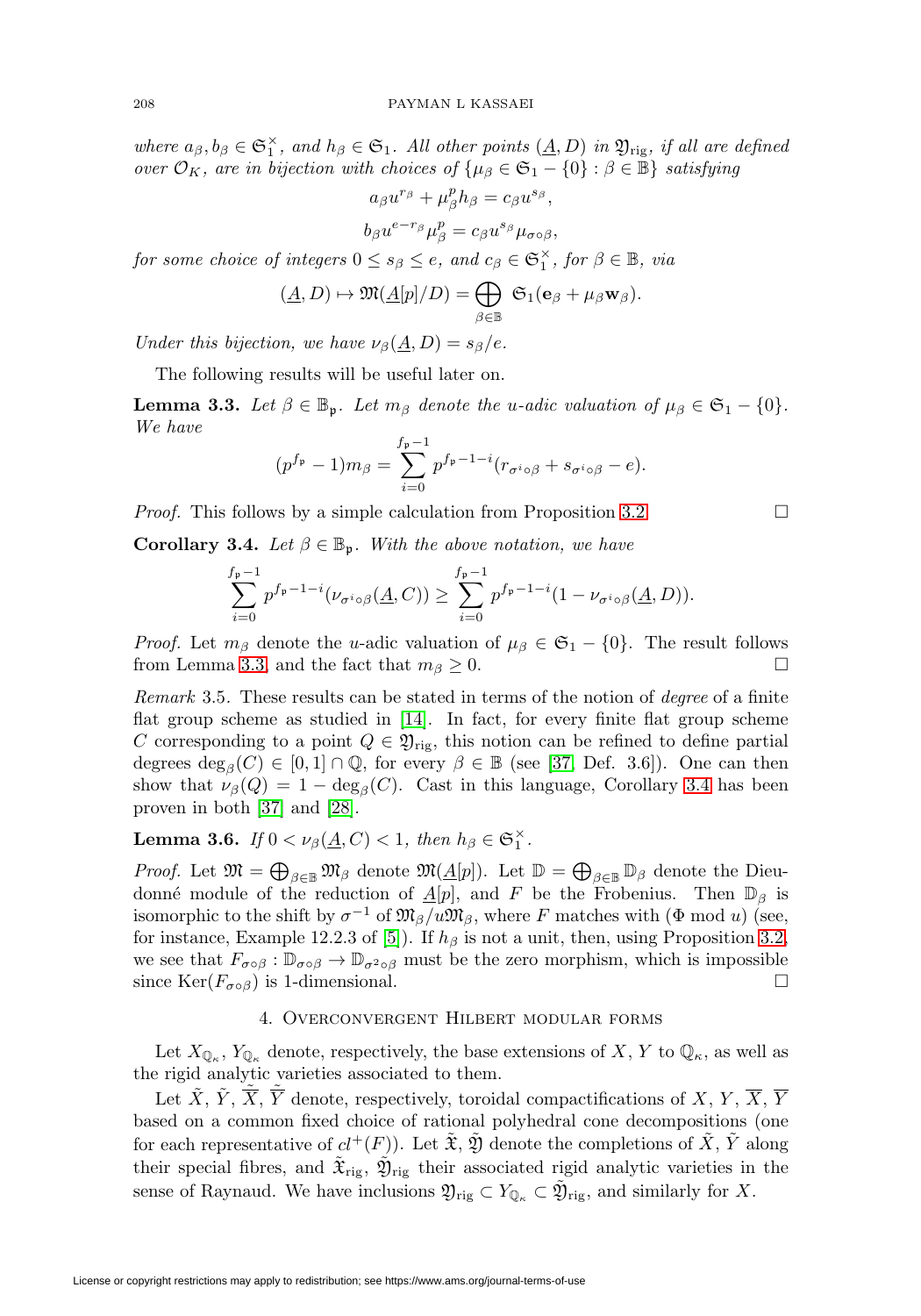where $a_\beta, b_\beta \in \mathfrak{S}_1^\times$, and $h_\beta \in \mathfrak{S}_1$. All other points $(\underline{A}, D)$ in $\mathfrak{Y}_{\rm rig}$, if all are defined over $\mathcal{O}_K$, are in bijection with choices of $\{\mu_\beta \in \mathfrak{S}_1 - \{0\} : \beta \in \mathbb{B}\}$ satisfying

$$a_\beta u^{r_\beta} + \mu_\beta^p h_\beta = c_\beta u^{s_\beta},$$

$$b_\beta u^{e-r_\beta} \mu_\beta^p = c_\beta u^{s_\beta} \mu_{\sigma\circ\beta},$$

for some choice of integers $0 \leq s_\beta \leq e$, and $c_\beta \in \mathfrak{S}_1^\times$, for $\beta \in \mathbb{B}$, via

$$(\underline{A}, D) \mapsto \mathfrak{M}(\underline{A}[p]/D) = \bigoplus_{\beta \in \mathbb{B}} \mathfrak{S}_1(\mathbf{e}_\beta + \mu_\beta \mathbf{w}_\beta).$$

Under this bijection, we have $\nu_\beta(\underline{A}, D) = s_\beta/e$.

The following results will be useful later on.

**Lemma 3.3.** *Let $\beta \in \mathbb{B}_\mathfrak{p}$. Let $m_\beta$ denote the $u$-adic valuation of $\mu_\beta \in \mathfrak{S}_1 - \{0\}$. We have*

$$(p^{f_\mathfrak{p}} - 1) m_\beta = \sum_{i=0}^{f_\mathfrak{p}-1} p^{f_\mathfrak{p}-1-i}(r_{\sigma^i\circ\beta} + s_{\sigma^i\circ\beta} - e).$$

*Proof.* This follows by a simple calculation from Proposition 3.2. □

**Corollary 3.4.** *Let $\beta \in \mathbb{B}_\mathfrak{p}$. With the above notation, we have*

$$\sum_{i=0}^{f_\mathfrak{p}-1} p^{f_\mathfrak{p}-1-i}(\nu_{\sigma^i\circ\beta}(\underline{A}, C)) \geq \sum_{i=0}^{f_\mathfrak{p}-1} p^{f_\mathfrak{p}-1-i}(1 - \nu_{\sigma^i\circ\beta}(\underline{A}, D)).$$

*Proof.* Let $m_\beta$ denote the $u$-adic valuation of $\mu_\beta \in \mathfrak{S}_1 - \{0\}$. The result follows from Lemma 3.3 and the fact that $m_\beta \geq 0$. □

*Remark* 3.5. These results can be stated in terms of the notion of *degree* of a finite flat group scheme as studied in [14]. In fact, for every finite flat group scheme $C$ corresponding to a point $Q \in \mathfrak{Y}_{\rm rig}$, this notion can be refined to define partial degrees $\deg_\beta(C) \in [0,1] \cap \mathbb{Q}$, for every $\beta \in \mathbb{B}$ (see [37, Def. 3.6]). One can then show that $\nu_\beta(Q) = 1 - \deg_\beta(C)$. Cast in this language, Corollary 3.4 has been proven in both [37] and [28].

**Lemma 3.6.** *If $0 < \nu_\beta(\underline{A}, C) < 1$, then $h_\beta \in \mathfrak{S}_1^\times$.*

*Proof.* Let $\mathfrak{M} = \bigoplus_{\beta\in\mathbb{B}} \mathfrak{M}_\beta$ denote $\mathfrak{M}(\underline{A}[p])$. Let $\mathbb{D} = \bigoplus_{\beta\in\mathbb{B}} \mathbb{D}_\beta$ denote the Dieudonné module of the reduction of $\underline{A}[p]$, and $F$ be the Frobenius. Then $\mathbb{D}_\beta$ is isomorphic to the shift by $\sigma^{-1}$ of $\mathfrak{M}_\beta/u\mathfrak{M}_\beta$, where $F$ matches with ($\Phi$ mod $u$) (see, for instance, Example 12.2.3 of [5]). If $h_\beta$ is not a unit, then, using Proposition 3.2, we see that $F_{\sigma\circ\beta} : \mathbb{D}_{\sigma\circ\beta} \to \mathbb{D}_{\sigma^2\circ\beta}$ must be the zero morphism, which is impossible since $\mathrm{Ker}(F_{\sigma\circ\beta})$ is 1-dimensional. □

## 4. Overconvergent Hilbert modular forms

Let $X_{\mathbb{Q}_\kappa}$, $Y_{\mathbb{Q}_\kappa}$ denote, respectively, the base extensions of $X$, $Y$ to $\mathbb{Q}_\kappa$, as well as the rigid analytic varieties associated to them.

Let $\tilde{X}$, $\tilde{Y}$, $\tilde{\overline{X}}$, $\tilde{\overline{Y}}$ denote, respectively, toroidal compactifications of $X$, $Y$, $\overline{X}$, $\overline{Y}$ based on a common fixed choice of rational polyhedral cone decompositions (one for each representative of $cl^+(F)$). Let $\tilde{\mathfrak{X}}$, $\tilde{\mathfrak{Y}}$ denote the completions of $\tilde{X}$, $\tilde{Y}$ along their special fibres, and $\tilde{\mathfrak{X}}_{\rm rig}$, $\tilde{\mathfrak{Y}}_{\rm rig}$ their associated rigid analytic varieties in the sense of Raynaud. We have inclusions $\mathfrak{Y}_{\rm rig} \subset Y_{\mathbb{Q}_\kappa} \subset \tilde{\mathfrak{Y}}_{\rm rig}$, and similarly for $X$.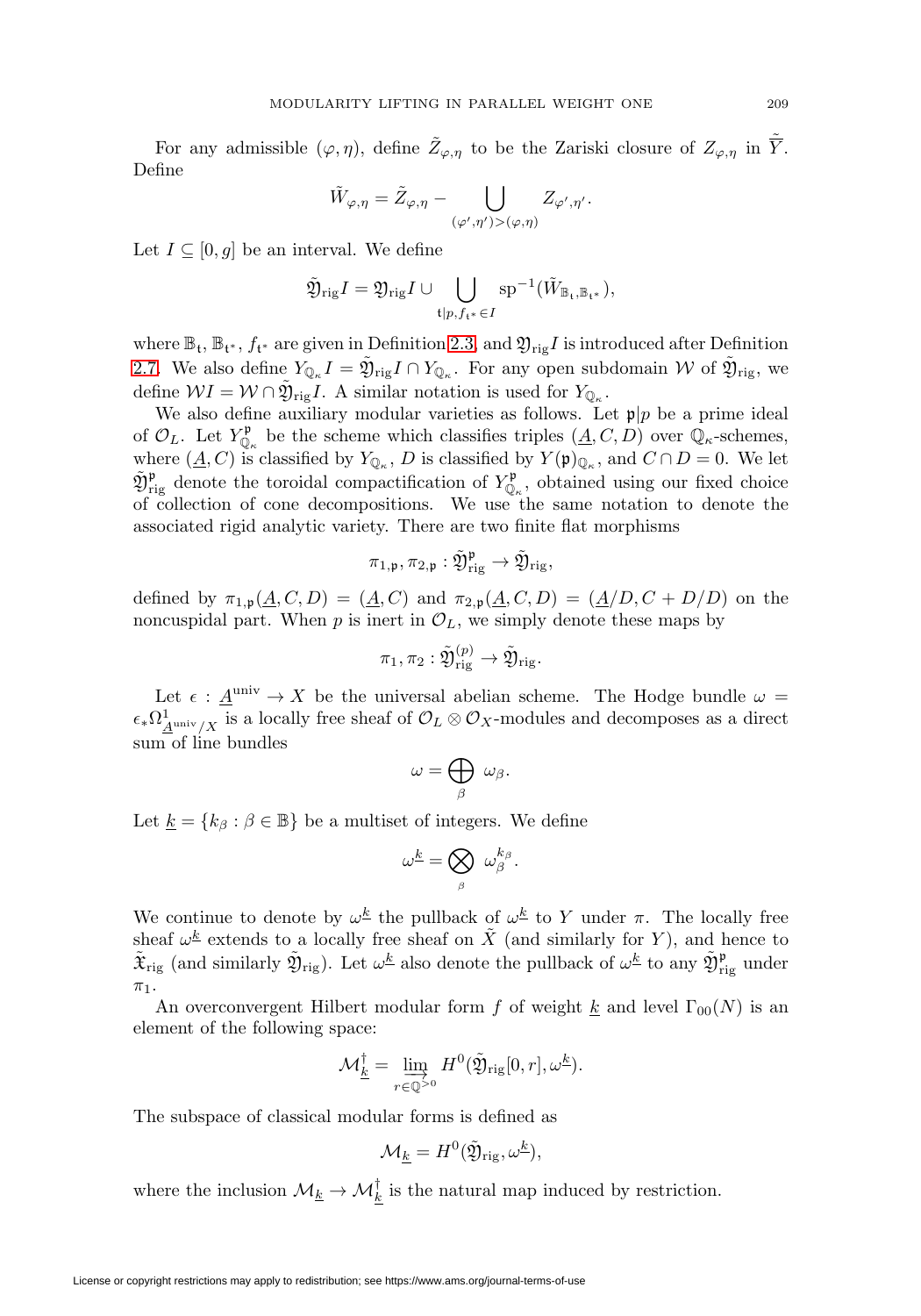For any admissible $(\varphi, \eta)$, define $\tilde{Z}_{\varphi,\eta}$ to be the Zariski closure of $Z_{\varphi,\eta}$ in $\tilde{\overline{Y}}$. Define

$$\tilde{W}_{\varphi,\eta} = \tilde{Z}_{\varphi,\eta} - \bigcup_{(\varphi',\eta')>(\varphi,\eta)} Z_{\varphi',\eta'}.$$

Let $I \subseteq [0, g]$ be an interval. We define

$$\tilde{\mathfrak{Y}}_{\mathrm{rig}} I = \mathfrak{Y}_{\mathrm{rig}} I \cup \bigcup_{\mathfrak{t}|p, f_{\mathfrak{t}^*} \in I} \mathrm{sp}^{-1}(\tilde{W}_{\mathbb{B}_{\mathfrak{t}}, \mathbb{B}_{\mathfrak{t}^*}}),$$

where $\mathbb{B}_{\mathfrak{t}}$, $\mathbb{B}_{\mathfrak{t}^*}$, $f_{\mathfrak{t}^*}$ are given in Definition 2.3, and $\mathfrak{Y}_{\mathrm{rig}} I$ is introduced after Definition 2.7. We also define $Y_{\mathbb{Q}_\kappa} I = \tilde{\mathfrak{Y}}_{\mathrm{rig}} I \cap Y_{\mathbb{Q}_\kappa}$. For any open subdomain $\mathcal{W}$ of $\tilde{\mathfrak{Y}}_{\mathrm{rig}}$, we define $\mathcal{W} I = \mathcal{W} \cap \tilde{\mathfrak{Y}}_{\mathrm{rig}} I$. A similar notation is used for $Y_{\mathbb{Q}_\kappa}$.

We also define auxiliary modular varieties as follows. Let $\mathfrak{p}|p$ be a prime ideal of $\mathcal{O}_L$. Let $Y^{\mathfrak{p}}_{\mathbb{Q}_\kappa}$ be the scheme which classifies triples $(\underline{A}, C, D)$ over $\mathbb{Q}_\kappa$-schemes, where $(\underline{A}, C)$ is classified by $Y_{\mathbb{Q}_\kappa}$, $D$ is classified by $Y(\mathfrak{p})_{\mathbb{Q}_\kappa}$, and $C \cap D = 0$. We let $\tilde{\mathfrak{Y}}^{\mathfrak{p}}_{\mathrm{rig}}$ denote the toroidal compactification of $Y^{\mathfrak{p}}_{\mathbb{Q}_\kappa}$, obtained using our fixed choice of collection of cone decompositions. We use the same notation to denote the associated rigid analytic variety. There are two finite flat morphisms

$$\pi_{1,\mathfrak{p}}, \pi_{2,\mathfrak{p}} : \tilde{\mathfrak{Y}}^{\mathfrak{p}}_{\mathrm{rig}} \to \tilde{\mathfrak{Y}}_{\mathrm{rig}},$$

defined by $\pi_{1,\mathfrak{p}}(\underline{A}, C, D) = (\underline{A}, C)$ and $\pi_{2,\mathfrak{p}}(\underline{A}, C, D) = (\underline{A}/D, C + D/D)$ on the noncuspidal part. When $p$ is inert in $\mathcal{O}_L$, we simply denote these maps by

$$\pi_1, \pi_2 : \tilde{\mathfrak{Y}}^{(p)}_{\mathrm{rig}} \to \tilde{\mathfrak{Y}}_{\mathrm{rig}}.$$

Let $\epsilon : \underline{A}^{\mathrm{univ}} \to X$ be the universal abelian scheme. The Hodge bundle $\omega = \epsilon_* \Omega^1_{\underline{A}^{\mathrm{univ}}/X}$ is a locally free sheaf of $\mathcal{O}_L \otimes \mathcal{O}_X$-modules and decomposes as a direct sum of line bundles

$$\omega = \bigoplus_\beta \omega_\beta.$$

Let $\underline{k} = \{k_\beta : \beta \in \mathbb{B}\}$ be a multiset of integers. We define

$$\omega^{\underline{k}} = \bigotimes_\beta \omega_\beta^{k_\beta}.$$

We continue to denote by $\omega^{\underline{k}}$ the pullback of $\omega^{\underline{k}}$ to $Y$ under $\pi$. The locally free sheaf $\omega^{\underline{k}}$ extends to a locally free sheaf on $\tilde{X}$ (and similarly for $Y$), and hence to $\tilde{\mathfrak{X}}_{\mathrm{rig}}$ (and similarly $\tilde{\mathfrak{Y}}_{\mathrm{rig}}$). Let $\omega^{\underline{k}}$ also denote the pullback of $\omega^{\underline{k}}$ to any $\tilde{\mathfrak{Y}}^{\mathfrak{p}}_{\mathrm{rig}}$ under $\pi_1$.

An overconvergent Hilbert modular form $f$ of weight $\underline{k}$ and level $\Gamma_{00}(N)$ is an element of the following space:

$$\mathcal{M}^\dagger_{\underline{k}} = \varinjlim_{r \in \mathbb{Q}^{>0}} H^0(\tilde{\mathfrak{Y}}_{\mathrm{rig}}[0, r], \omega^{\underline{k}}).$$

The subspace of classical modular forms is defined as

$$\mathcal{M}_{\underline{k}} = H^0(\tilde{\mathfrak{Y}}_{\mathrm{rig}}, \omega^{\underline{k}}),$$

where the inclusion $\mathcal{M}_{\underline{k}} \to \mathcal{M}^\dagger_{\underline{k}}$ is the natural map induced by restriction.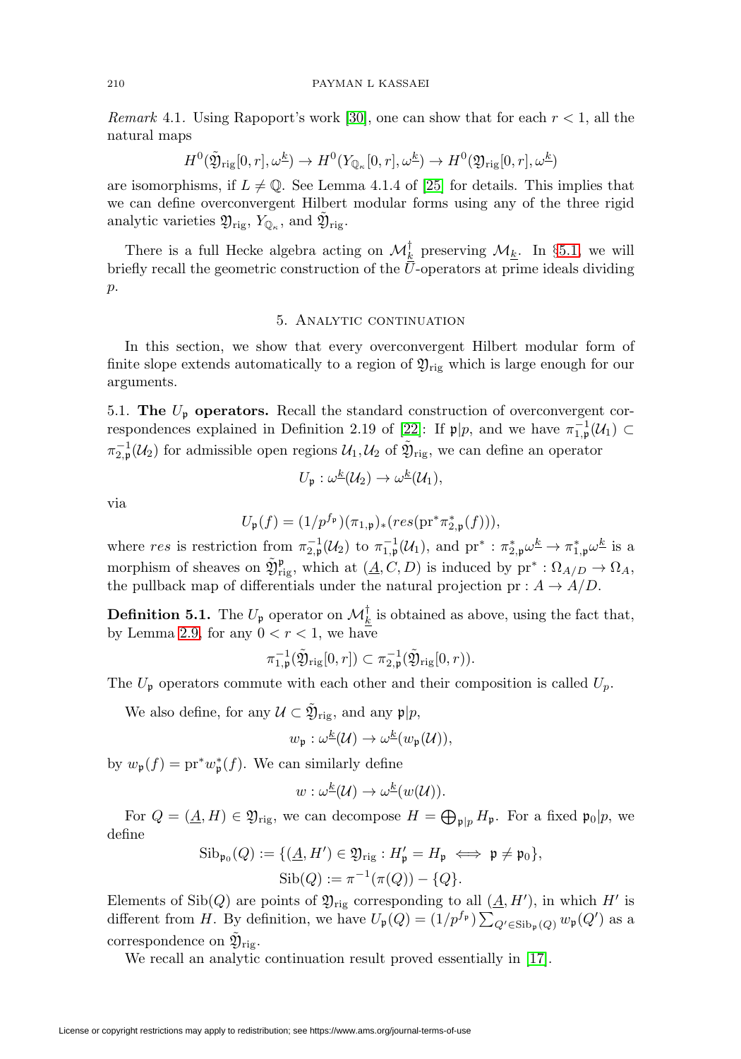*Remark* 4.1. Using Rapoport's work [30], one can show that for each $r < 1$, all the natural maps

$$H^0(\tilde{\mathfrak{Y}}_{\rm rig}[0,r], \omega^{\underline{k}}) \to H^0(Y_{\mathbb{Q}_\kappa}[0,r], \omega^{\underline{k}}) \to H^0(\mathfrak{Y}_{\rm rig}[0,r], \omega^{\underline{k}})$$

are isomorphisms, if $L \neq \mathbb{Q}$. See Lemma 4.1.4 of [25] for details. This implies that we can define overconvergent Hilbert modular forms using any of the three rigid analytic varieties $\mathfrak{Y}_{\rm rig}$, $Y_{\mathbb{Q}_\kappa}$, and $\tilde{\mathfrak{Y}}_{\rm rig}$.

There is a full Hecke algebra acting on $\mathcal{M}^\dagger_{\underline{k}}$ preserving $\mathcal{M}_{\underline{k}}$. In §5.1, we will briefly recall the geometric construction of the $U$-operators at prime ideals dividing $p$.

## 5. Analytic continuation

In this section, we show that every overconvergent Hilbert modular form of finite slope extends automatically to a region of $\mathfrak{Y}_{\rm rig}$ which is large enough for our arguments.

### 5.1. The $U_\mathfrak{p}$ operators.

Recall the standard construction of overconvergent correspondences explained in Definition 2.19 of [22]: If $\mathfrak{p}|p$, and we have $\pi_{1,\mathfrak{p}}^{-1}(\mathcal{U}_1) \subset \pi_{2,\mathfrak{p}}^{-1}(\mathcal{U}_2)$ for admissible open regions $\mathcal{U}_1, \mathcal{U}_2$ of $\tilde{\mathfrak{Y}}_{\rm rig}$, we can define an operator

$$U_\mathfrak{p} : \omega^{\underline{k}}(\mathcal{U}_2) \to \omega^{\underline{k}}(\mathcal{U}_1),$$

via

$$U_\mathfrak{p}(f) = (1/p^{f_\mathfrak{p}})(\pi_{1,\mathfrak{p}})_*(res(\mathrm{pr}^*\pi_{2,\mathfrak{p}}^*(f))),$$

where $res$ is restriction from $\pi_{2,\mathfrak{p}}^{-1}(\mathcal{U}_2)$ to $\pi_{1,\mathfrak{p}}^{-1}(\mathcal{U}_1)$, and $\mathrm{pr}^* : \pi_{2,\mathfrak{p}}^*\omega^{\underline{k}} \to \pi_{1,\mathfrak{p}}^*\omega^{\underline{k}}$ is a morphism of sheaves on $\tilde{\mathfrak{Y}}^{\mathfrak{p}}_{\rm rig}$, which at $(\underline{A}, C, D)$ is induced by $\mathrm{pr}^* : \Omega_{A/D} \to \Omega_A$, the pullback map of differentials under the natural projection $\mathrm{pr} : A \to A/D$.

**Definition 5.1.** The $U_\mathfrak{p}$ operator on $\mathcal{M}^\dagger_{\underline{k}}$ is obtained as above, using the fact that, by Lemma 2.9, for any $0 < r < 1$, we have

$$\pi_{1,\mathfrak{p}}^{-1}(\tilde{\mathfrak{Y}}_{\rm rig}[0,r]) \subset \pi_{2,\mathfrak{p}}^{-1}(\tilde{\mathfrak{Y}}_{\rm rig}[0,r)).$$

The $U_\mathfrak{p}$ operators commute with each other and their composition is called $U_p$.

We also define, for any $\mathcal{U} \subset \tilde{\mathfrak{Y}}_{\rm rig}$, and any $\mathfrak{p}|p$,

$$w_\mathfrak{p} : \omega^{\underline{k}}(\mathcal{U}) \to \omega^{\underline{k}}(w_\mathfrak{p}(\mathcal{U})),$$

by $w_\mathfrak{p}(f) = \mathrm{pr}^* w_\mathfrak{p}^*(f)$. We can similarly define

$$w : \omega^{\underline{k}}(\mathcal{U}) \to \omega^{\underline{k}}(w(\mathcal{U})).$$

For $Q = (\underline{A}, H) \in \mathfrak{Y}_{\rm rig}$, we can decompose $H = \bigoplus_{\mathfrak{p}|p} H_\mathfrak{p}$. For a fixed $\mathfrak{p}_0|p$, we define

$$\mathrm{Sib}_{\mathfrak{p}_0}(Q) := \{(\underline{A}, H') \in \mathfrak{Y}_{\rm rig} : H'_\mathfrak{p} = H_\mathfrak{p} \iff \mathfrak{p} \neq \mathfrak{p}_0\},$$
$$\mathrm{Sib}(Q) := \pi^{-1}(\pi(Q)) - \{Q\}.$$

Elements of $\mathrm{Sib}(Q)$ are points of $\mathfrak{Y}_{\rm rig}$ corresponding to all $(\underline{A}, H')$, in which $H'$ is different from $H$. By definition, we have $U_\mathfrak{p}(Q) = (1/p^{f_\mathfrak{p}}) \sum_{Q' \in \mathrm{Sib}_\mathfrak{p}(Q)} w_\mathfrak{p}(Q')$ as a correspondence on $\tilde{\mathfrak{Y}}_{\rm rig}$.

We recall an analytic continuation result proved essentially in [17].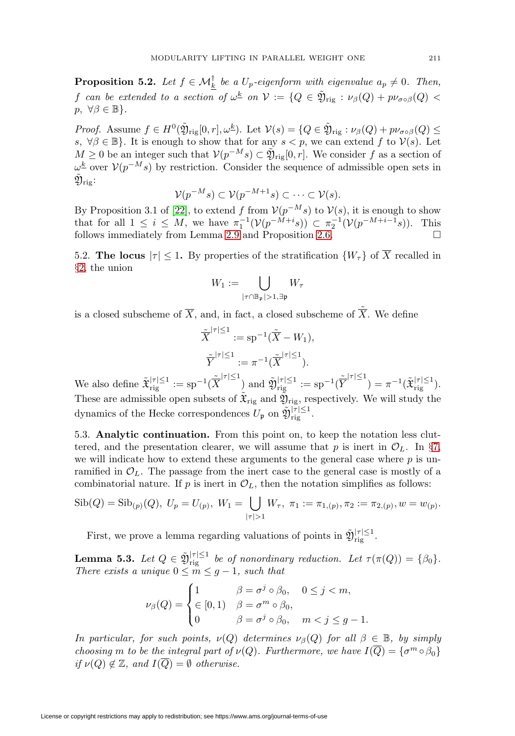**Proposition 5.2.** *Let $f \in \mathcal{M}^\dagger_{\underline{k}}$ be a $U_p$-eigenform with eigenvalue $a_p \neq 0$. Then, $f$ can be extended to a section of $\omega^{\underline{k}}$ on $\mathcal{V} := \{Q \in \tilde{\mathfrak{Y}}_{\rm rig} : \nu_\beta(Q) + p\nu_{\sigma\circ\beta}(Q) < p, \ \forall \beta \in \mathbb{B}\}$.*

*Proof.* Assume $f \in H^0(\tilde{\mathfrak{Y}}_{\rm rig}[0,r], \omega^{\underline{k}})$. Let $\mathcal{V}(s) = \{Q \in \tilde{\mathfrak{Y}}_{\rm rig} : \nu_\beta(Q) + p\nu_{\sigma\circ\beta}(Q) \leq s, \ \forall \beta \in \mathbb{B}\}$. It is enough to show that for any $s < p$, we can extend $f$ to $\mathcal{V}(s)$. Let $M \geq 0$ be an integer such that $\mathcal{V}(p^{-M}s) \subset \tilde{\mathfrak{Y}}_{\rm rig}[0,r]$. We consider $f$ as a section of $\omega^{\underline{k}}$ over $\mathcal{V}(p^{-M}s)$ by restriction. Consider the sequence of admissible open sets in $\tilde{\mathfrak{Y}}_{\rm rig}$:

$$\mathcal{V}(p^{-M}s) \subset \mathcal{V}(p^{-M+1}s) \subset \cdots \subset \mathcal{V}(s).$$

By Proposition 3.1 of [22], to extend $f$ from $\mathcal{V}(p^{-M}s)$ to $\mathcal{V}(s)$, it is enough to show that for all $1 \leq i \leq M$, we have $\pi_1^{-1}(\mathcal{V}(p^{-M+i}s)) \subset \pi_2^{-1}(\mathcal{V}(p^{-M+i-1}s))$. This follows immediately from Lemma 2.9 and Proposition 2.6. $\square$

5.2. **The locus $|\tau| \leq 1$.** By properties of the stratification $\{W_\tau\}$ of $\overline{X}$ recalled in §2, the union

$$W_1 := \bigcup_{|\tau \cap \mathbb{B}_{\mathfrak{p}}| > 1, \exists \mathfrak{p}} W_\tau$$

is a closed subscheme of $\overline{X}$, and, in fact, a closed subscheme of $\tilde{\overline{X}}$. We define

$$\tilde{\overline{X}}^{|\tau|\leq 1} := {\rm sp}^{-1}(\tilde{\overline{X}} - W_1),$$

$$\tilde{\overline{Y}}^{|\tau|\leq 1} := \pi^{-1}(\tilde{\overline{X}}^{|\tau|\leq 1}).$$

We also define $\tilde{\mathfrak{X}}_{\rm rig}^{|\tau|\leq 1} := {\rm sp}^{-1}(\tilde{\overline{X}}^{|\tau|\leq 1})$ and $\tilde{\mathfrak{Y}}_{\rm rig}^{|\tau|\leq 1} := {\rm sp}^{-1}(\tilde{\overline{Y}}^{|\tau|\leq 1}) = \pi^{-1}(\tilde{\mathfrak{X}}_{\rm rig}^{|\tau|\leq 1})$. These are admissible open subsets of $\tilde{\mathfrak{X}}_{\rm rig}$ and $\tilde{\mathfrak{Y}}_{\rm rig}$, respectively. We will study the dynamics of the Hecke correspondences $U_{\mathfrak{p}}$ on $\tilde{\mathfrak{Y}}_{\rm rig}^{|\tau|\leq 1}$.

5.3. **Analytic continuation.** From this point on, to keep the notation less cluttered, and the presentation clearer, we will assume that $p$ is inert in $\mathcal{O}_L$. In §7, we will indicate how to extend these arguments to the general case where $p$ is unramified in $\mathcal{O}_L$. The passage from the inert case to the general case is mostly of a combinatorial nature. If $p$ is inert in $\mathcal{O}_L$, then the notation simplifies as follows:

$${\rm Sib}(Q) = {\rm Sib}_{(p)}(Q), \ U_p = U_{(p)}, \ W_1 = \bigcup_{|\tau|>1} W_\tau, \ \pi_1 := \pi_{1,(p)}, \pi_2 := \pi_{2,(p)}, w = w_{(p)}.$$

First, we prove a lemma regarding valuations of points in $\tilde{\mathfrak{Y}}_{\rm rig}^{|\tau|\leq 1}$.

**Lemma 5.3.** *Let $Q \in \tilde{\mathfrak{Y}}_{\rm rig}^{|\tau|\leq 1}$ be of nonordinary reduction. Let $\tau(\pi(Q)) = \{\beta_0\}$. There exists a unique $0 \leq m \leq g-1$, such that*

$$\nu_\beta(Q) = \begin{cases} 1 & \beta = \sigma^j \circ \beta_0, \quad 0 \leq j < m, \\ \in [0,1) & \beta = \sigma^m \circ \beta_0, \\ 0 & \beta = \sigma^j \circ \beta_0, \quad m < j \leq g-1. \end{cases}$$

*In particular, for such points, $\nu(Q)$ determines $\nu_\beta(Q)$ for all $\beta \in \mathbb{B}$, by simply choosing $m$ to be the integral part of $\nu(Q)$. Furthermore, we have $I(\overline{Q}) = \{\sigma^m \circ \beta_0\}$ if $\nu(Q) \notin \mathbb{Z}$, and $I(\overline{Q}) = \emptyset$ otherwise.*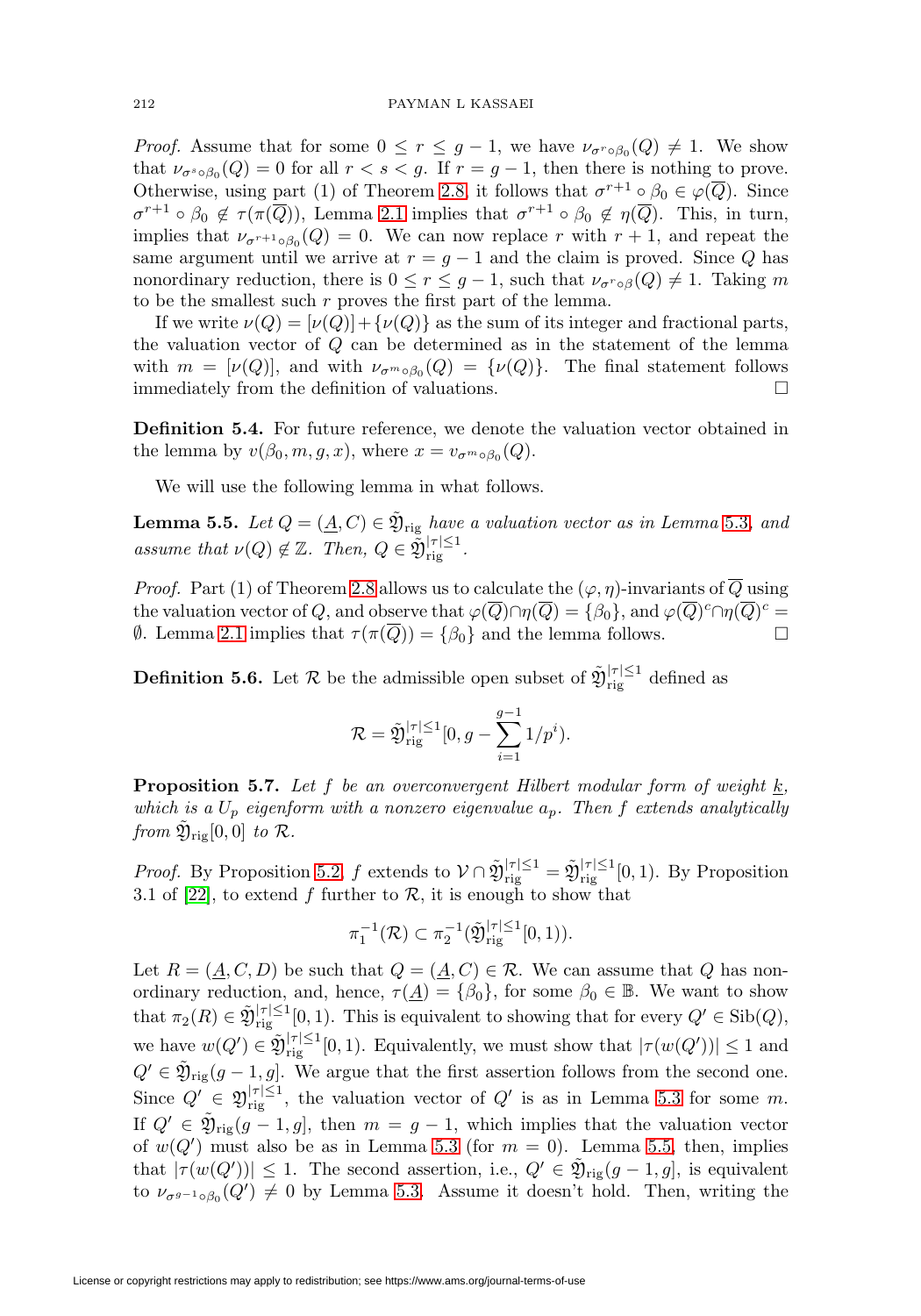*Proof.* Assume that for some $0 \le r \le g-1$, we have $\nu_{\sigma^r \circ \beta_0}(Q) \neq 1$. We show that $\nu_{\sigma^s \circ \beta_0}(Q) = 0$ for all $r < s < g$. If $r = g-1$, then there is nothing to prove. Otherwise, using part (1) of Theorem 2.8, it follows that $\sigma^{r+1} \circ \beta_0 \in \varphi(\overline{Q})$. Since $\sigma^{r+1} \circ \beta_0 \notin \tau(\pi(\overline{Q}))$, Lemma 2.1 implies that $\sigma^{r+1} \circ \beta_0 \notin \eta(\overline{Q})$. This, in turn, implies that $\nu_{\sigma^{r+1} \circ \beta_0}(Q) = 0$. We can now replace $r$ with $r+1$, and repeat the same argument until we arrive at $r = g-1$ and the claim is proved. Since $Q$ has nonordinary reduction, there is $0 \le r \le g-1$, such that $\nu_{\sigma^r \circ \beta}(Q) \neq 1$. Taking $m$ to be the smallest such $r$ proves the first part of the lemma.

If we write $\nu(Q) = [\nu(Q)] + \{\nu(Q)\}$ as the sum of its integer and fractional parts, the valuation vector of $Q$ can be determined as in the statement of the lemma with $m = [\nu(Q)]$, and with $\nu_{\sigma^m \circ \beta_0}(Q) = \{\nu(Q)\}$. The final statement follows immediately from the definition of valuations. $\square$

**Definition 5.4.** For future reference, we denote the valuation vector obtained in the lemma by $v(\beta_0, m, g, x)$, where $x = v_{\sigma^m \circ \beta_0}(Q)$.

We will use the following lemma in what follows.

**Lemma 5.5.** *Let $Q = (\underline{A}, C) \in \tilde{\mathfrak{Y}}_{\mathrm{rig}}$ have a valuation vector as in Lemma 5.3, and assume that $\nu(Q) \notin \mathbb{Z}$. Then, $Q \in \tilde{\mathfrak{Y}}_{\mathrm{rig}}^{|\tau| \le 1}$.*

*Proof.* Part (1) of Theorem 2.8 allows us to calculate the $(\varphi, \eta)$-invariants of $\overline{Q}$ using the valuation vector of $Q$, and observe that $\varphi(\overline{Q}) \cap \eta(\overline{Q}) = \{\beta_0\}$, and $\varphi(\overline{Q})^c \cap \eta(\overline{Q})^c = \emptyset$. Lemma 2.1 implies that $\tau(\pi(\overline{Q})) = \{\beta_0\}$ and the lemma follows. $\square$

**Definition 5.6.** Let $\mathcal{R}$ be the admissible open subset of $\tilde{\mathfrak{Y}}_{\mathrm{rig}}^{|\tau| \le 1}$ defined as

$$\mathcal{R} = \tilde{\mathfrak{Y}}_{\mathrm{rig}}^{|\tau| \le 1}[0, g - \sum_{i=1}^{g-1} 1/p^i).$$

**Proposition 5.7.** *Let $f$ be an overconvergent Hilbert modular form of weight $\underline{k}$, which is a $U_p$ eigenform with a nonzero eigenvalue $a_p$. Then $f$ extends analytically from $\tilde{\mathfrak{Y}}_{\mathrm{rig}}[0,0]$ to $\mathcal{R}$.*

*Proof.* By Proposition 5.2, $f$ extends to $\mathcal{V} \cap \tilde{\mathfrak{Y}}_{\mathrm{rig}}^{|\tau| \le 1} = \tilde{\mathfrak{Y}}_{\mathrm{rig}}^{|\tau| \le 1}[0,1)$. By Proposition 3.1 of [22], to extend $f$ further to $\mathcal{R}$, it is enough to show that

$$\pi_1^{-1}(\mathcal{R}) \subset \pi_2^{-1}(\tilde{\mathfrak{Y}}_{\mathrm{rig}}^{|\tau| \le 1}[0,1)).$$

Let $R = (\underline{A}, C, D)$ be such that $Q = (\underline{A}, C) \in \mathcal{R}$. We can assume that $Q$ has nonordinary reduction, and, hence, $\tau(\underline{A}) = \{\beta_0\}$, for some $\beta_0 \in \mathbb{B}$. We want to show that $\pi_2(R) \in \tilde{\mathfrak{Y}}_{\mathrm{rig}}^{|\tau| \le 1}[0,1)$. This is equivalent to showing that for every $Q' \in \mathrm{Sib}(Q)$, we have $w(Q') \in \tilde{\mathfrak{Y}}_{\mathrm{rig}}^{|\tau| \le 1}[0,1)$. Equivalently, we must show that $|\tau(w(Q'))| \le 1$ and $Q' \in \tilde{\mathfrak{Y}}_{\mathrm{rig}}(g-1, g]$. We argue that the first assertion follows from the second one. Since $Q' \in \mathfrak{Y}_{\mathrm{rig}}^{|\tau| \le 1}$, the valuation vector of $Q'$ is as in Lemma 5.3 for some $m$. If $Q' \in \tilde{\mathfrak{Y}}_{\mathrm{rig}}(g-1, g]$, then $m = g-1$, which implies that the valuation vector of $w(Q')$ must also be as in Lemma 5.3 (for $m = 0$). Lemma 5.5, then, implies that $|\tau(w(Q'))| \le 1$. The second assertion, i.e., $Q' \in \tilde{\mathfrak{Y}}_{\mathrm{rig}}(g-1, g]$, is equivalent to $\nu_{\sigma^{g-1} \circ \beta_0}(Q') \neq 0$ by Lemma 5.3. Assume it doesn't hold. Then, writing the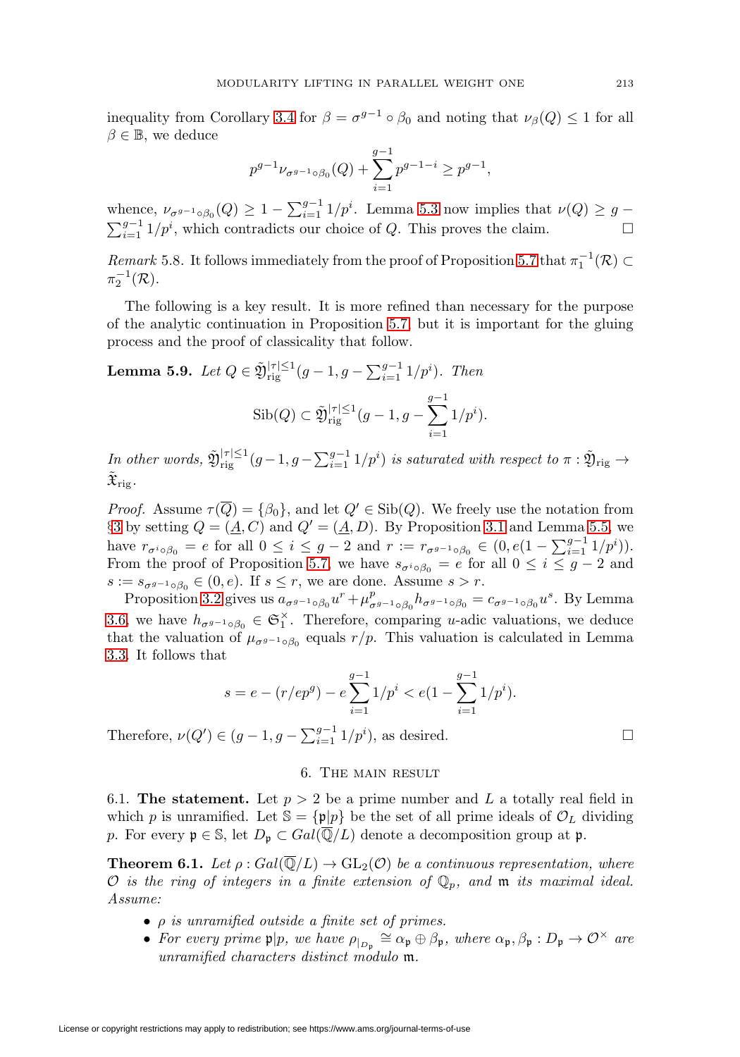inequality from Corollary 3.4 for $\beta = \sigma^{g-1} \circ \beta_0$ and noting that $\nu_\beta(Q) \leq 1$ for all $\beta \in \mathbb{B}$, we deduce

$$p^{g-1}\nu_{\sigma^{g-1}\circ\beta_0}(Q) + \sum_{i=1}^{g-1} p^{g-1-i} \geq p^{g-1},$$

whence, $\nu_{\sigma^{g-1}\circ\beta_0}(Q) \geq 1 - \sum_{i=1}^{g-1} 1/p^i$. Lemma 5.3 now implies that $\nu(Q) \geq g - \sum_{i=1}^{g-1} 1/p^i$, which contradicts our choice of $Q$. This proves the claim. □

*Remark* 5.8. It follows immediately from the proof of Proposition 5.7 that $\pi_1^{-1}(\mathcal{R}) \subset \pi_2^{-1}(\mathcal{R})$.

The following is a key result. It is more refined than necessary for the purpose of the analytic continuation in Proposition 5.7, but it is important for the gluing process and the proof of classicality that follow.

**Lemma 5.9.** *Let $Q \in \tilde{\mathfrak{Y}}_{\mathrm{rig}}^{|\tau|\leq 1}(g-1, g - \sum_{i=1}^{g-1} 1/p^i)$. Then*

$$\mathrm{Sib}(Q) \subset \tilde{\mathfrak{Y}}_{\mathrm{rig}}^{|\tau|\leq 1}(g-1, g - \sum_{i=1}^{g-1} 1/p^i).$$

*In other words, $\tilde{\mathfrak{Y}}_{\mathrm{rig}}^{|\tau|\leq 1}(g-1, g-\sum_{i=1}^{g-1} 1/p^i)$ is saturated with respect to $\pi : \tilde{\mathfrak{Y}}_{\mathrm{rig}} \to \tilde{\mathfrak{X}}_{\mathrm{rig}}$.*

*Proof.* Assume $\tau(\overline{Q}) = \{\beta_0\}$, and let $Q' \in \mathrm{Sib}(Q)$. We freely use the notation from §3 by setting $Q = (\underline{A}, C)$ and $Q' = (\underline{A}, D)$. By Proposition 3.1 and Lemma 5.5, we have $r_{\sigma^i\circ\beta_0} = e$ for all $0 \leq i \leq g-2$ and $r := r_{\sigma^{g-1}\circ\beta_0} \in (0, e(1 - \sum_{i=1}^{g-1} 1/p^i))$. From the proof of Proposition 5.7, we have $s_{\sigma^i\circ\beta_0} = e$ for all $0 \leq i \leq g-2$ and $s := s_{\sigma^{g-1}\circ\beta_0} \in (0, e)$. If $s \leq r$, we are done. Assume $s > r$.

Proposition 3.2 gives us $a_{\sigma^{g-1}\circ\beta_0} u^r + \mu^p_{\sigma^{g-1}\circ\beta_0} h_{\sigma^{g-1}\circ\beta_0} = c_{\sigma^{g-1}\circ\beta_0} u^s$. By Lemma 3.6, we have $h_{\sigma^{g-1}\circ\beta_0} \in \mathfrak{S}_1^\times$. Therefore, comparing $u$-adic valuations, we deduce that the valuation of $\mu_{\sigma^{g-1}\circ\beta_0}$ equals $r/p$. This valuation is calculated in Lemma 3.3. It follows that

$$s = e - (r/ep^g) - e\sum_{i=1}^{g-1} 1/p^i < e(1 - \sum_{i=1}^{g-1} 1/p^i).$$

Therefore, $\nu(Q') \in (g-1, g - \sum_{i=1}^{g-1} 1/p^i)$, as desired. □

## 6. The main result

6.1. **The statement.** Let $p > 2$ be a prime number and $L$ a totally real field in which $p$ is unramified. Let $\mathbb{S} = \{\mathfrak{p}|p\}$ be the set of all prime ideals of $\mathcal{O}_L$ dividing $p$. For every $\mathfrak{p} \in \mathbb{S}$, let $D_\mathfrak{p} \subset Gal(\overline{\mathbb{Q}}/L)$ denote a decomposition group at $\mathfrak{p}$.

**Theorem 6.1.** *Let $\rho : Gal(\overline{\mathbb{Q}}/L) \to \mathrm{GL}_2(\mathcal{O})$ be a continuous representation, where $\mathcal{O}$ is the ring of integers in a finite extension of $\mathbb{Q}_p$, and $\mathfrak{m}$ its maximal ideal. Assume:*

- *$\rho$ is unramified outside a finite set of primes.*
- *For every prime $\mathfrak{p}|p$, we have $\rho_{|_{D_\mathfrak{p}}} \cong \alpha_\mathfrak{p} \oplus \beta_\mathfrak{p}$, where $\alpha_\mathfrak{p}, \beta_\mathfrak{p} : D_\mathfrak{p} \to \mathcal{O}^\times$ are unramified characters distinct modulo $\mathfrak{m}$.*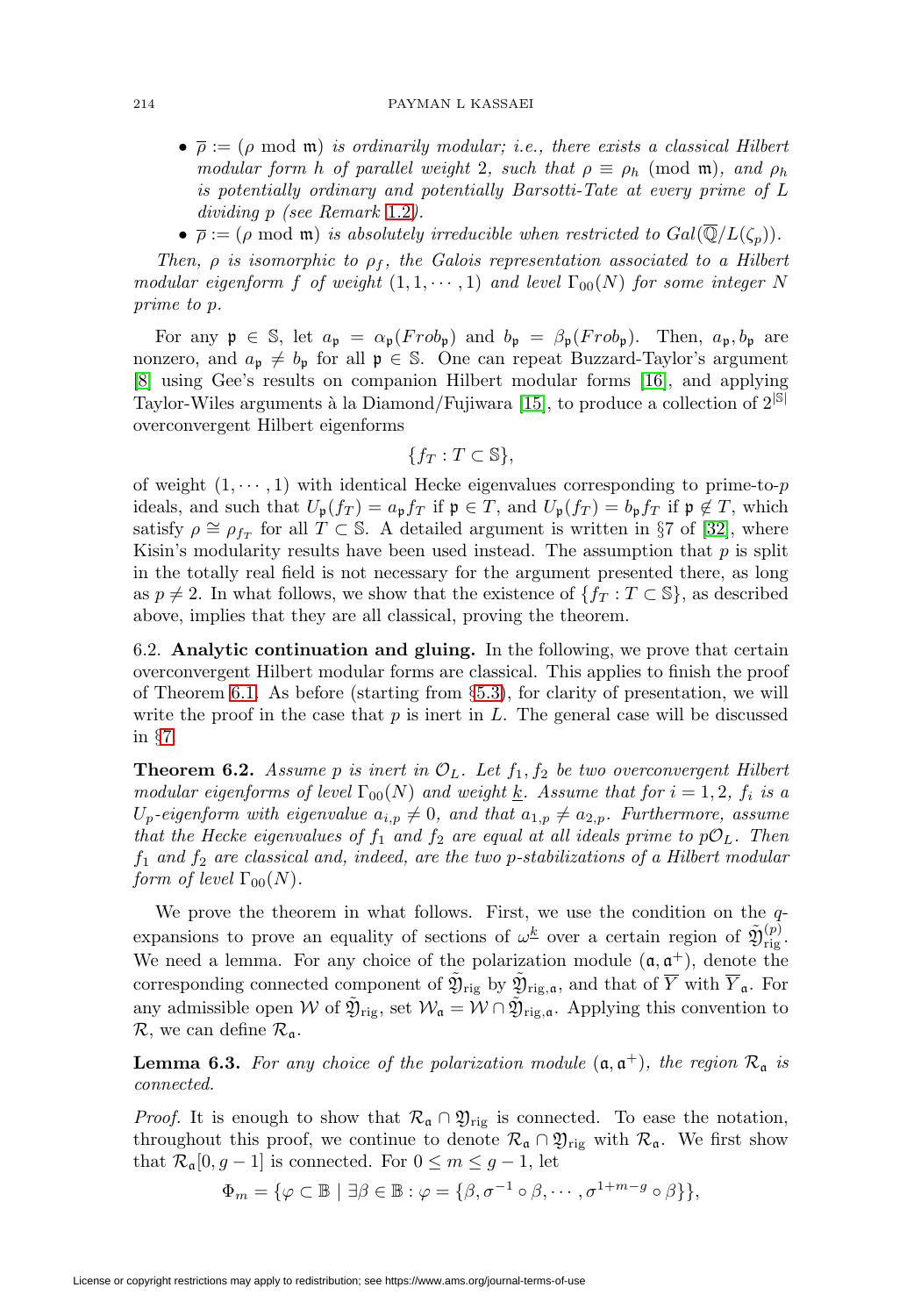- $\overline{\rho} := (\rho \bmod \mathfrak{m})$ *is ordinarily modular; i.e., there exists a classical Hilbert modular form* $h$ *of parallel weight* 2*, such that* $\rho \equiv \rho_h \pmod{\mathfrak{m}}$*, and* $\rho_h$ *is potentially ordinary and potentially Barsotti-Tate at every prime of* $L$ *dividing* $p$ *(see Remark 1.2).*
- $\overline{\rho} := (\rho \bmod \mathfrak{m})$ *is absolutely irreducible when restricted to* $Gal(\overline{\mathbb{Q}}/L(\zeta_p))$*.*

*Then,* $\rho$ *is isomorphic to* $\rho_f$*, the Galois representation associated to a Hilbert modular eigenform* $f$ *of weight* $(1,1,\cdots,1)$ *and level* $\Gamma_{00}(N)$ *for some integer* $N$ *prime to* $p$*.*

For any $\mathfrak{p} \in \mathbb{S}$, let $a_\mathfrak{p} = \alpha_\mathfrak{p}(Frob_\mathfrak{p})$ and $b_\mathfrak{p} = \beta_\mathfrak{p}(Frob_\mathfrak{p})$. Then, $a_\mathfrak{p}, b_\mathfrak{p}$ are nonzero, and $a_\mathfrak{p} \neq b_\mathfrak{p}$ for all $\mathfrak{p} \in \mathbb{S}$. One can repeat Buzzard-Taylor's argument [8] using Gee's results on companion Hilbert modular forms [16], and applying Taylor-Wiles arguments à la Diamond/Fujiwara [15], to produce a collection of $2^{|\mathbb{S}|}$ overconvergent Hilbert eigenforms

$$\{f_T : T \subset \mathbb{S}\},$$

of weight $(1,\cdots,1)$ with identical Hecke eigenvalues corresponding to prime-to-$p$ ideals, and such that $U_\mathfrak{p}(f_T) = a_\mathfrak{p} f_T$ if $\mathfrak{p} \in T$, and $U_\mathfrak{p}(f_T) = b_\mathfrak{p} f_T$ if $\mathfrak{p} \notin T$, which satisfy $\rho \cong \rho_{f_T}$ for all $T \subset \mathbb{S}$. A detailed argument is written in §7 of [32], where Kisin's modularity results have been used instead. The assumption that $p$ is split in the totally real field is not necessary for the argument presented there, as long as $p \neq 2$. In what follows, we show that the existence of $\{f_T : T \subset \mathbb{S}\}$, as described above, implies that they are all classical, proving the theorem.

6.2. **Analytic continuation and gluing.** In the following, we prove that certain overconvergent Hilbert modular forms are classical. This applies to finish the proof of Theorem 6.1. As before (starting from §5.3), for clarity of presentation, we will write the proof in the case that $p$ is inert in $L$. The general case will be discussed in §7.

**Theorem 6.2.** *Assume* $p$ *is inert in* $\mathcal{O}_L$*. Let* $f_1, f_2$ *be two overconvergent Hilbert modular eigenforms of level* $\Gamma_{00}(N)$ *and weight* $\underline{k}$*. Assume that for* $i = 1, 2$*,* $f_i$ *is a* $U_p$*-eigenform with eigenvalue* $a_{i,p} \neq 0$*, and that* $a_{1,p} \neq a_{2,p}$*. Furthermore, assume that the Hecke eigenvalues of* $f_1$ *and* $f_2$ *are equal at all ideals prime to* $p\mathcal{O}_L$*. Then* $f_1$ *and* $f_2$ *are classical and, indeed, are the two* $p$*-stabilizations of a Hilbert modular form of level* $\Gamma_{00}(N)$*.*

We prove the theorem in what follows. First, we use the condition on the $q$-expansions to prove an equality of sections of $\omega^{\underline{k}}$ over a certain region of $\tilde{\mathfrak{Y}}^{(p)}_{\rm rig}$. We need a lemma. For any choice of the polarization module $(\mathfrak{a}, \mathfrak{a}^+)$, denote the corresponding connected component of $\tilde{\mathfrak{Y}}_{\rm rig}$ by $\tilde{\mathfrak{Y}}_{{\rm rig},\mathfrak{a}}$, and that of $\overline{Y}$ with $\overline{Y}_\mathfrak{a}$. For any admissible open $\mathcal{W}$ of $\tilde{\mathfrak{Y}}_{\rm rig}$, set $\mathcal{W}_\mathfrak{a} = \mathcal{W} \cap \tilde{\mathfrak{Y}}_{{\rm rig},\mathfrak{a}}$. Applying this convention to $\mathcal{R}$, we can define $\mathcal{R}_\mathfrak{a}$.

**Lemma 6.3.** *For any choice of the polarization module* $(\mathfrak{a}, \mathfrak{a}^+)$*, the region* $\mathcal{R}_\mathfrak{a}$ *is connected.*

*Proof.* It is enough to show that $\mathcal{R}_\mathfrak{a} \cap \mathfrak{Y}_{\rm rig}$ is connected. To ease the notation, throughout this proof, we continue to denote $\mathcal{R}_\mathfrak{a} \cap \mathfrak{Y}_{\rm rig}$ with $\mathcal{R}_\mathfrak{a}$. We first show that $\mathcal{R}_\mathfrak{a}[0, g-1]$ is connected. For $0 \leq m \leq g-1$, let

$$\Phi_m = \{\varphi \subset \mathbb{B} \mid \exists \beta \in \mathbb{B} : \varphi = \{\beta, \sigma^{-1} \circ \beta, \cdots, \sigma^{1+m-g} \circ \beta\}\},$$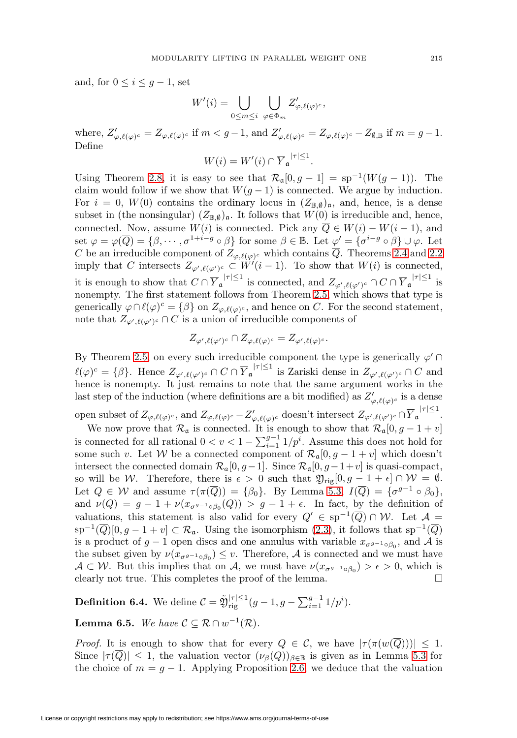and, for $0 \leq i \leq g-1$, set

$$W'(i) = \bigcup_{0 \leq m \leq i} \bigcup_{\varphi \in \Phi_m} Z'_{\varphi, \ell(\varphi)^c},$$

where, $Z'_{\varphi,\ell(\varphi)^c} = Z_{\varphi,\ell(\varphi)^c}$ if $m < g-1$, and $Z'_{\varphi,\ell(\varphi)^c} = Z_{\varphi,\ell(\varphi)^c} - Z_{\emptyset,\mathbb{B}}$ if $m = g-1$. Define

$$W(i) = W'(i) \cap \overline{Y}_{\mathfrak{a}}^{|\tau| \leq 1}.$$

Using Theorem 2.8, it is easy to see that $\mathcal{R}_{\mathfrak{a}}[0, g-1] = \mathrm{sp}^{-1}(W(g-1))$. The claim would follow if we show that $W(g-1)$ is connected. We argue by induction. For $i = 0$, $W(0)$ contains the ordinary locus in $(Z_{\mathbb{B},\emptyset})_{\mathfrak{a}}$, and, hence, is a dense subset in (the nonsingular) $(Z_{\mathbb{B},\emptyset})_{\mathfrak{a}}$. It follows that $W(0)$ is irreducible and, hence, connected. Now, assume $W(i)$ is connected. Pick any $\overline{Q} \in W(i) - W(i-1)$, and set $\varphi = \varphi(\overline{Q}) = \{\beta, \cdots, \sigma^{1+i-g} \circ \beta\}$ for some $\beta \in \mathbb{B}$. Let $\varphi' = \{\sigma^{i-g} \circ \beta\} \cup \varphi$. Let $C$ be an irreducible component of $Z_{\varphi,\ell(\varphi)^c}$ which contains $\overline{Q}$. Theorems 2.4 and 2.2 imply that $C$ intersects $Z_{\varphi',\ell(\varphi')^c} \subset W'(i-1)$. To show that $W(i)$ is connected, it is enough to show that $C \cap \overline{Y}_{\mathfrak{a}}^{|\tau|\leq 1}$ is connected, and $Z_{\varphi',\ell(\varphi')^c} \cap C \cap \overline{Y}_{\mathfrak{a}}^{|\tau|\leq 1}$ is nonempty. The first statement follows from Theorem 2.5, which shows that type is generically $\varphi \cap \ell(\varphi)^c = \{\beta\}$ on $Z_{\varphi,\ell(\varphi)^c}$, and hence on $C$. For the second statement, note that $Z_{\varphi',\ell(\varphi')^c} \cap C$ is a union of irreducible components of

$$Z_{\varphi',\ell(\varphi')^c} \cap Z_{\varphi,\ell(\varphi)^c} = Z_{\varphi',\ell(\varphi)^c}.$$

By Theorem 2.5, on every such irreducible component the type is generically $\varphi' \cap \ell(\varphi)^c = \{\beta\}$. Hence $Z_{\varphi',\ell(\varphi')^c} \cap C \cap \overline{Y}_{\mathfrak{a}}^{|\tau|\leq 1}$ is Zariski dense in $Z_{\varphi',\ell(\varphi')^c} \cap C$ and hence is nonempty. It just remains to note that the same argument works in the last step of the induction (where definitions are a bit modified) as $Z'_{\varphi,\ell(\varphi)^c}$ is a dense open subset of $Z_{\varphi,\ell(\varphi)^c}$, and $Z_{\varphi,\ell(\varphi)^c} - Z'_{\varphi,\ell(\varphi)^c}$ doesn't intersect $Z_{\varphi',\ell(\varphi')^c} \cap \overline{Y}_{\mathfrak{a}}^{|\tau|\leq 1}$.

We now prove that $\mathcal{R}_{\mathfrak{a}}$ is connected. It is enough to show that $\mathcal{R}_{\mathfrak{a}}[0, g-1+v]$ is connected for all rational $0 < v < 1 - \sum_{i=1}^{g-1} 1/p^i$. Assume this does not hold for some such $v$. Let $\mathcal{W}$ be a connected component of $\mathcal{R}_{\mathfrak{a}}[0, g-1+v]$ which doesn't intersect the connected domain $\mathcal{R}_a[0, g-1]$. Since $\mathcal{R}_{\mathfrak{a}}[0, g-1+v]$ is quasi-compact, so will be $\mathcal{W}$. Therefore, there is $\epsilon > 0$ such that $\mathfrak{Y}_{\mathrm{rig}}[0, g-1+\epsilon] \cap \mathcal{W} = \emptyset$. Let $Q \in \mathcal{W}$ and assume $\tau(\pi(\overline{Q})) = \{\beta_0\}$. By Lemma 5.3, $I(\overline{Q}) = \{\sigma^{g-1} \circ \beta_0\}$, and $\nu(Q) = g - 1 + \nu(x_{\sigma^{g-1}\circ\beta_0}(Q)) > g - 1 + \epsilon$. In fact, by the definition of valuations, this statement is also valid for every $Q' \in \mathrm{sp}^{-1}(\overline{Q}) \cap \mathcal{W}$. Let $\mathcal{A} = \mathrm{sp}^{-1}(\overline{Q})[0, g-1+v] \subset \mathcal{R}_{\mathfrak{a}}$. Using the isomorphism (2.3), it follows that $\mathrm{sp}^{-1}(\overline{Q})$ is a product of $g-1$ open discs and one annulus with variable $x_{\sigma^{g-1}\circ\beta_0}$, and $\mathcal{A}$ is the subset given by $\nu(x_{\sigma^{g-1}\circ\beta_0}) \leq v$. Therefore, $\mathcal{A}$ is connected and we must have $\mathcal{A} \subset \mathcal{W}$. But this implies that on $\mathcal{A}$, we must have $\nu(x_{\sigma^{g-1}\circ\beta_0}) > \epsilon > 0$, which is clearly not true. This completes the proof of the lemma. $\square$

**Definition 6.4.** We define $\mathcal{C} = \tilde{\mathfrak{Y}}_{\mathrm{rig}}^{|\tau|\leq 1}(g-1, g - \sum_{i=1}^{g-1} 1/p^i)$.

**Lemma 6.5.** *We have* $\mathcal{C} \subseteq \mathcal{R} \cap w^{-1}(\mathcal{R})$.

*Proof.* It is enough to show that for every $Q \in \mathcal{C}$, we have $|\tau(\pi(w(\overline{Q})))| \leq 1$. Since $|\tau(\overline{Q})| \leq 1$, the valuation vector $(\nu_\beta(Q))_{\beta\in\mathbb{B}}$ is given as in Lemma 5.3 for the choice of $m = g-1$. Applying Proposition 2.6, we deduce that the valuation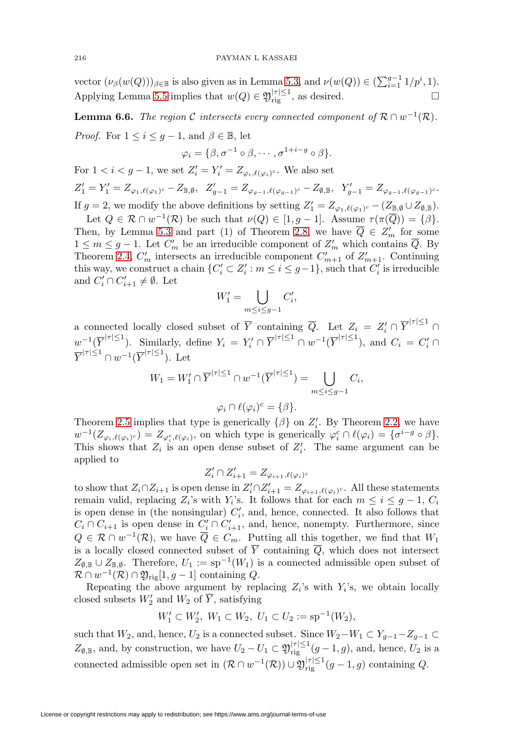vector $(\nu_\beta(w(Q)))_{\beta\in\mathbb{B}}$ is also given as in Lemma 5.3, and $\nu(w(Q)) \in (\sum_{i=1}^{g-1} 1/p^i, 1)$. Applying Lemma 5.5 implies that $w(Q) \in \mathfrak{Y}_{\rm rig}^{|\tau|\leq 1}$, as desired. $\square$

**Lemma 6.6.** *The region $\mathcal{C}$ intersects every connected component of $\mathcal{R} \cap w^{-1}(\mathcal{R})$.*

*Proof.* For $1 \leq i \leq g-1$, and $\beta \in \mathbb{B}$, let

$$\varphi_i = \{\beta, \sigma^{-1}\circ\beta, \cdots, \sigma^{1+i-g}\circ\beta\}.$$

For $1 < i < g-1$, we set $Z_i' = Y_i' = Z_{\varphi_i, \ell(\varphi_i)^c}$. We also set

$$Z_1' = Y_1' = Z_{\varphi_1,\ell(\varphi_1)^c} - Z_{\mathbb{B},\emptyset},\ \ Z_{g-1}' = Z_{\varphi_{g-1},\ell(\varphi_{g-1})^c} - Z_{\emptyset,\mathbb{B}},\ \ Y_{g-1}' = Z_{\varphi_{g-1},\ell(\varphi_{g-1})^c}.$$

If $g = 2$, we modify the above definitions by setting $Z_1' = Z_{\varphi_1,\ell(\varphi_1)^c} - (Z_{\mathbb{B},\emptyset} \cup Z_{\emptyset,\mathbb{B}})$.

Let $Q \in \mathcal{R} \cap w^{-1}(\mathcal{R})$ be such that $\nu(Q) \in [1, g-1]$. Assume $\tau(\pi(\overline{Q})) = \{\beta\}$. Then, by Lemma 5.3 and part (1) of Theorem 2.8, we have $\overline{Q} \in Z_m'$ for some $1 \leq m \leq g-1$. Let $C_m'$ be an irreducible component of $Z_m'$ which contains $\overline{Q}$. By Theorem 2.4, $C_m'$ intersects an irreducible component $C_{m+1}'$ of $Z_{m+1}'$. Continuing this way, we construct a chain $\{C_i' \subset Z_i' : m \leq i \leq g-1\}$, such that $C_i'$ is irreducible and $C_i' \cap C_{i+1}' \neq \emptyset$. Let

$$W_1' = \bigcup_{m\leq i\leq g-1} C_i',$$

a connected locally closed subset of $\overline{Y}$ containing $\overline{Q}$. Let $Z_i = Z_i' \cap \overline{Y}^{|\tau|\leq 1} \cap w^{-1}(\overline{Y}^{|\tau|\leq 1})$. Similarly, define $Y_i = Y_i' \cap \overline{Y}^{|\tau|\leq 1} \cap w^{-1}(\overline{Y}^{|\tau|\leq 1})$, and $C_i = C_i' \cap \overline{Y}^{|\tau|\leq 1} \cap w^{-1}(\overline{Y}^{|\tau|\leq 1})$. Let

$$W_1 = W_1' \cap \overline{Y}^{|\tau|\leq 1} \cap w^{-1}(\overline{Y}^{|\tau|\leq 1}) = \bigcup_{m\leq i\leq g-1} C_i,$$

$$\varphi_i \cap \ell(\varphi_i)^c = \{\beta\}.$$

Theorem 2.5 implies that type is generically $\{\beta\}$ on $Z_i'$. By Theorem 2.2, we have $w^{-1}(Z_{\varphi_i,\ell(\varphi_i)^c}) = Z_{\varphi_i^c,\ell(\varphi_i)}$, on which type is generically $\varphi_i^c \cap \ell(\varphi_i) = \{\sigma^{i-g}\circ\beta\}$. This shows that $Z_i$ is an open dense subset of $Z_i'$. The same argument can be applied to

$$Z_i' \cap Z_{i+1}' = Z_{\varphi_{i+1},\ell(\varphi_i)^c}$$

to show that $Z_i \cap Z_{i+1}$ is open dense in $Z_i' \cap Z_{i+1}' = Z_{\varphi_{i+1},\ell(\varphi_i)^c}$. All these statements remain valid, replacing $Z_i$'s with $Y_i$'s. It follows that for each $m \leq i \leq g-1$, $C_i$ is open dense in (the nonsingular) $C_i'$, and, hence, connected. It also follows that $C_i \cap C_{i+1}$ is open dense in $C_i' \cap C_{i+1}'$, and, hence, nonempty. Furthermore, since $Q \in \mathcal{R} \cap w^{-1}(\mathcal{R})$, we have $\overline{Q} \in C_m$. Putting all this together, we find that $W_1$ is a locally closed connected subset of $\overline{Y}$ containing $\overline{Q}$, which does not intersect $Z_{\emptyset,\mathbb{B}} \cup Z_{\mathbb{B},\emptyset}$. Therefore, $U_1 := {\rm sp}^{-1}(W_1)$ is a connected admissible open subset of $\mathcal{R} \cap w^{-1}(\mathcal{R}) \cap \mathfrak{Y}_{\rm rig}[1, g-1]$ containing $Q$.

Repeating the above argument by replacing $Z_i$'s with $Y_i$'s, we obtain locally closed subsets $W_2'$ and $W_2$ of $\overline{Y}$, satisfying

$$W_1' \subset W_2',\ W_1 \subset W_2,\ U_1 \subset U_2 := {\rm sp}^{-1}(W_2),$$

such that $W_2$, and, hence, $U_2$ is a connected subset. Since $W_2 - W_1 \subset Y_{g-1} - Z_{g-1} \subset Z_{\emptyset,\mathbb{B}}$, and, by construction, we have $U_2 - U_1 \subset \mathfrak{Y}_{\rm rig}^{|\tau|\leq 1}(g-1, g)$, and, hence, $U_2$ is a connected admissible open set in $(\mathcal{R} \cap w^{-1}(\mathcal{R})) \cup \mathfrak{Y}_{\rm rig}^{|\tau|\leq 1}(g-1, g)$ containing $Q$.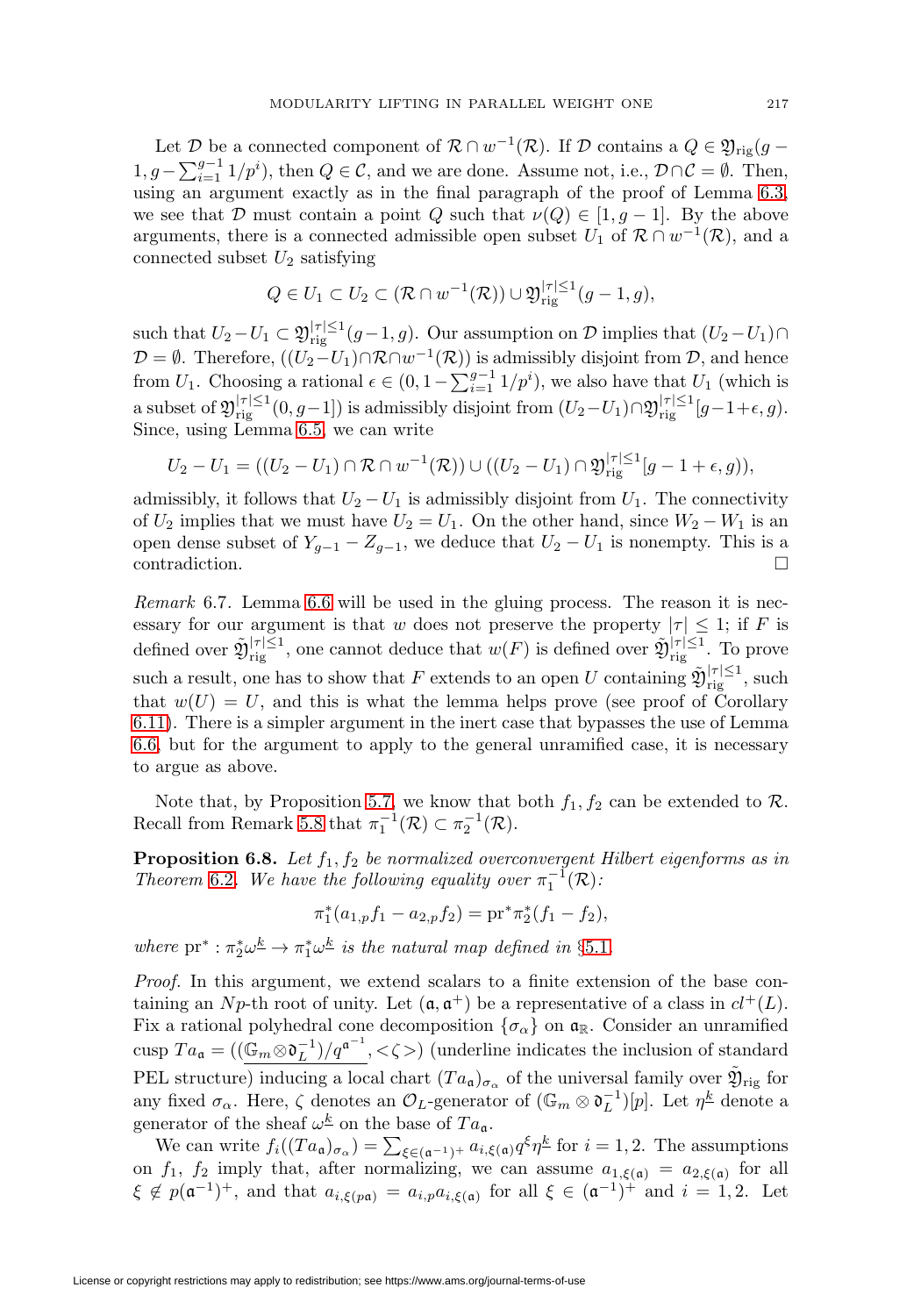Let $\mathcal{D}$ be a connected component of $\mathcal{R} \cap w^{-1}(\mathcal{R})$. If $\mathcal{D}$ contains a $Q \in \mathfrak{Y}_{\text{rig}}(g-1, g-\sum_{i=1}^{g-1} 1/p^i)$, then $Q \in \mathcal{C}$, and we are done. Assume not, i.e., $\mathcal{D} \cap \mathcal{C} = \emptyset$. Then, using an argument exactly as in the final paragraph of the proof of Lemma 6.3, we see that $\mathcal{D}$ must contain a point $Q$ such that $\nu(Q) \in [1, g-1]$. By the above arguments, there is a connected admissible open subset $U_1$ of $\mathcal{R} \cap w^{-1}(\mathcal{R})$, and a connected subset $U_2$ satisfying

$$Q \in U_1 \subset U_2 \subset (\mathcal{R} \cap w^{-1}(\mathcal{R})) \cup \mathfrak{Y}_{\text{rig}}^{|\tau| \leq 1}(g-1, g),$$

such that $U_2 - U_1 \subset \mathfrak{Y}_{\text{rig}}^{|\tau| \leq 1}(g-1, g)$. Our assumption on $\mathcal{D}$ implies that $(U_2 - U_1) \cap \mathcal{D} = \emptyset$. Therefore, $((U_2 - U_1) \cap \mathcal{R} \cap w^{-1}(\mathcal{R}))$ is admissibly disjoint from $\mathcal{D}$, and hence from $U_1$. Choosing a rational $\epsilon \in (0, 1 - \sum_{i=1}^{g-1} 1/p^i)$, we also have that $U_1$ (which is a subset of $\mathfrak{Y}_{\text{rig}}^{|\tau| \leq 1}(0, g-1]$) is admissibly disjoint from $(U_2 - U_1) \cap \mathfrak{Y}_{\text{rig}}^{|\tau| \leq 1}[g-1+\epsilon, g)$. Since, using Lemma 6.5, we can write

$$U_2 - U_1 = ((U_2 - U_1) \cap \mathcal{R} \cap w^{-1}(\mathcal{R})) \cup ((U_2 - U_1) \cap \mathfrak{Y}_{\text{rig}}^{|\tau| \leq 1}[g-1+\epsilon, g)),$$

admissibly, it follows that $U_2 - U_1$ is admissibly disjoint from $U_1$. The connectivity of $U_2$ implies that we must have $U_2 = U_1$. On the other hand, since $W_2 - W_1$ is an open dense subset of $Y_{g-1} - Z_{g-1}$, we deduce that $U_2 - U_1$ is nonempty. This is a contradiction. $\square$

*Remark* 6.7. Lemma 6.6 will be used in the gluing process. The reason it is necessary for our argument is that $w$ does not preserve the property $|\tau| \leq 1$; if $F$ is defined over $\tilde{\mathfrak{Y}}_{\text{rig}}^{|\tau| \leq 1}$, one cannot deduce that $w(F)$ is defined over $\tilde{\mathfrak{Y}}_{\text{rig}}^{|\tau| \leq 1}$. To prove such a result, one has to show that $F$ extends to an open $U$ containing $\tilde{\mathfrak{Y}}_{\text{rig}}^{|\tau| \leq 1}$, such that $w(U) = U$, and this is what the lemma helps prove (see proof of Corollary 6.11). There is a simpler argument in the inert case that bypasses the use of Lemma 6.6, but for the argument to apply to the general unramified case, it is necessary to argue as above.

Note that, by Proposition 5.7, we know that both $f_1, f_2$ can be extended to $\mathcal{R}$. Recall from Remark 5.8 that $\pi_1^{-1}(\mathcal{R}) \subset \pi_2^{-1}(\mathcal{R})$.

**Proposition 6.8.** *Let $f_1, f_2$ be normalized overconvergent Hilbert eigenforms as in Theorem 6.2. We have the following equality over $\pi_1^{-1}(\mathcal{R})$:*

$$\pi_1^*(a_{1,p} f_1 - a_{2,p} f_2) = \text{pr}^* \pi_2^*(f_1 - f_2),$$

*where $\text{pr}^* : \pi_2^* \omega^{\underline{k}} \to \pi_1^* \omega^{\underline{k}}$ is the natural map defined in §5.1.*

*Proof.* In this argument, we extend scalars to a finite extension of the base containing an $Np$-th root of unity. Let $(\mathfrak{a}, \mathfrak{a}^+)$ be a representative of a class in $cl^+(L)$. Fix a rational polyhedral cone decomposition $\{\sigma_\alpha\}$ on $\mathfrak{a}_{\mathbb{R}}$. Consider an unramified cusp $Ta_{\mathfrak{a}} = (\underline{(\mathbb{G}_m \otimes \mathfrak{d}_L^{-1})/q^{\mathfrak{a}^{-1}}}, <\zeta>)$ (underline indicates the inclusion of standard PEL structure) inducing a local chart $(Ta_{\mathfrak{a}})_{\sigma_\alpha}$ of the universal family over $\tilde{\mathfrak{Y}}_{\text{rig}}$ for any fixed $\sigma_\alpha$. Here, $\zeta$ denotes an $\mathcal{O}_L$-generator of $(\mathbb{G}_m \otimes \mathfrak{d}_L^{-1})[p]$. Let $\eta^{\underline{k}}$ denote a generator of the sheaf $\omega^{\underline{k}}$ on the base of $Ta_{\mathfrak{a}}$.

We can write $f_i((Ta_{\mathfrak{a}})_{\sigma_\alpha}) = \sum_{\xi \in (\mathfrak{a}^{-1})^+} a_{i,\xi(\mathfrak{a})} q^\xi \eta^{\underline{k}}$ for $i = 1, 2$. The assumptions on $f_1$, $f_2$ imply that, after normalizing, we can assume $a_{1,\xi(\mathfrak{a})} = a_{2,\xi(\mathfrak{a})}$ for all $\xi \notin p(\mathfrak{a}^{-1})^+$, and that $a_{i,\xi(p\mathfrak{a})} = a_{i,p} a_{i,\xi(\mathfrak{a})}$ for all $\xi \in (\mathfrak{a}^{-1})^+$ and $i = 1, 2$. Let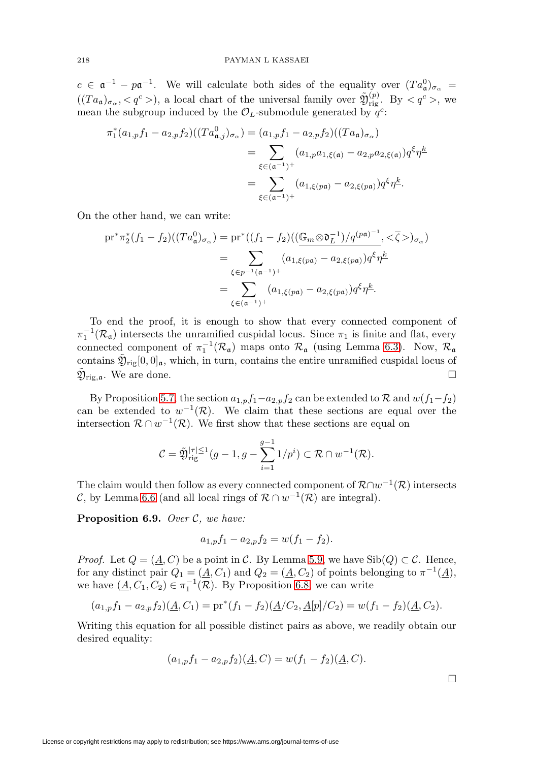$c \in \mathfrak{a}^{-1} - p\mathfrak{a}^{-1}$. We will calculate both sides of the equality over $(Ta^0_{\mathfrak{a}})_{\sigma_\alpha} = ((Ta_{\mathfrak{a}})_{\sigma_\alpha}, < q^c >)$, a local chart of the universal family over $\tilde{\mathfrak{Y}}^{(p)}_{\rm rig}$. By $< q^c >$, we mean the subgroup induced by the $\mathcal{O}_L$-submodule generated by $q^c$:

$$\begin{aligned}
\pi_1^*(a_{1,p}f_1 - a_{2,p}f_2)((Ta^0_{\mathfrak{a},j})_{\sigma_\alpha}) &= (a_{1,p}f_1 - a_{2,p}f_2)((Ta_{\mathfrak{a}})_{\sigma_\alpha}) \\
&= \sum_{\xi \in (\mathfrak{a}^{-1})^+} (a_{1,p}a_{1,\xi(\mathfrak{a})} - a_{2,p}a_{2,\xi(\mathfrak{a})})q^\xi \eta^{\underline{k}} \\
&= \sum_{\xi \in (\mathfrak{a}^{-1})^+} (a_{1,\xi(p\mathfrak{a})} - a_{2,\xi(p\mathfrak{a})})q^\xi \eta^{\underline{k}}.
\end{aligned}$$

On the other hand, we can write:

$$\begin{aligned}
\mathrm{pr}^*\pi_2^*(f_1 - f_2)((Ta^0_{\mathfrak{a}})_{\sigma_\alpha}) &= \mathrm{pr}^*((f_1 - f_2)((\underline{(\mathbb{G}_m \otimes \mathfrak{d}_L^{-1})/q^{(p\mathfrak{a})^{-1}}}, < \overline{\zeta} >)_{\sigma_\alpha}) \\
&= \sum_{\xi \in p^{-1}(\mathfrak{a}^{-1})^+} (a_{1,\xi(p\mathfrak{a})} - a_{2,\xi(p\mathfrak{a})})q^\xi \eta^{\underline{k}} \\
&= \sum_{\xi \in (\mathfrak{a}^{-1})^+} (a_{1,\xi(p\mathfrak{a})} - a_{2,\xi(p\mathfrak{a})})q^\xi \eta^{\underline{k}}.
\end{aligned}$$

To end the proof, it is enough to show that every connected component of $\pi_1^{-1}(\mathcal{R}_{\mathfrak{a}})$ intersects the unramified cuspidal locus. Since $\pi_1$ is finite and flat, every connected component of $\pi_1^{-1}(\mathcal{R}_{\mathfrak{a}})$ maps onto $\mathcal{R}_{\mathfrak{a}}$ (using Lemma 6.3). Now, $\mathcal{R}_{\mathfrak{a}}$ contains $\tilde{\mathfrak{Y}}_{\rm rig}[0,0]_{\mathfrak{a}}$, which, in turn, contains the entire unramified cuspidal locus of $\tilde{\mathfrak{Y}}_{{\rm rig},\mathfrak{a}}$. We are done. □

By Proposition 5.7, the section $a_{1,p}f_1 - a_{2,p}f_2$ can be extended to $\mathcal{R}$ and $w(f_1 - f_2)$ can be extended to $w^{-1}(\mathcal{R})$. We claim that these sections are equal over the intersection $\mathcal{R} \cap w^{-1}(\mathcal{R})$. We first show that these sections are equal on

$$\mathcal{C} = \tilde{\mathfrak{Y}}^{|\tau| \leq 1}_{\rm rig}(g-1, g - \sum_{i=1}^{g-1} 1/p^i) \subset \mathcal{R} \cap w^{-1}(\mathcal{R}).$$

The claim would then follow as every connected component of $\mathcal{R} \cap w^{-1}(\mathcal{R})$ intersects $\mathcal{C}$, by Lemma 6.6 (and all local rings of $\mathcal{R} \cap w^{-1}(\mathcal{R})$ are integral).

**Proposition 6.9.** *Over $\mathcal{C}$, we have:*

$$a_{1,p}f_1 - a_{2,p}f_2 = w(f_1 - f_2).$$

*Proof.* Let $Q = (\underline{A}, C)$ be a point in $\mathcal{C}$. By Lemma 5.9, we have $\mathrm{Sib}(Q) \subset \mathcal{C}$. Hence, for any distinct pair $Q_1 = (\underline{A}, C_1)$ and $Q_2 = (\underline{A}, C_2)$ of points belonging to $\pi^{-1}(\underline{A})$, we have $(\underline{A}, C_1, C_2) \in \pi_1^{-1}(\mathcal{R})$. By Proposition 6.8, we can write

$$(a_{1,p}f_1 - a_{2,p}f_2)(\underline{A}, C_1) = \mathrm{pr}^*(f_1 - f_2)(\underline{A}/C_2, \underline{A}[p]/C_2) = w(f_1 - f_2)(\underline{A}, C_2).$$

Writing this equation for all possible distinct pairs as above, we readily obtain our desired equality:

$$(a_{1,p}f_1 - a_{2,p}f_2)(\underline{A}, C) = w(f_1 - f_2)(\underline{A}, C).$$

□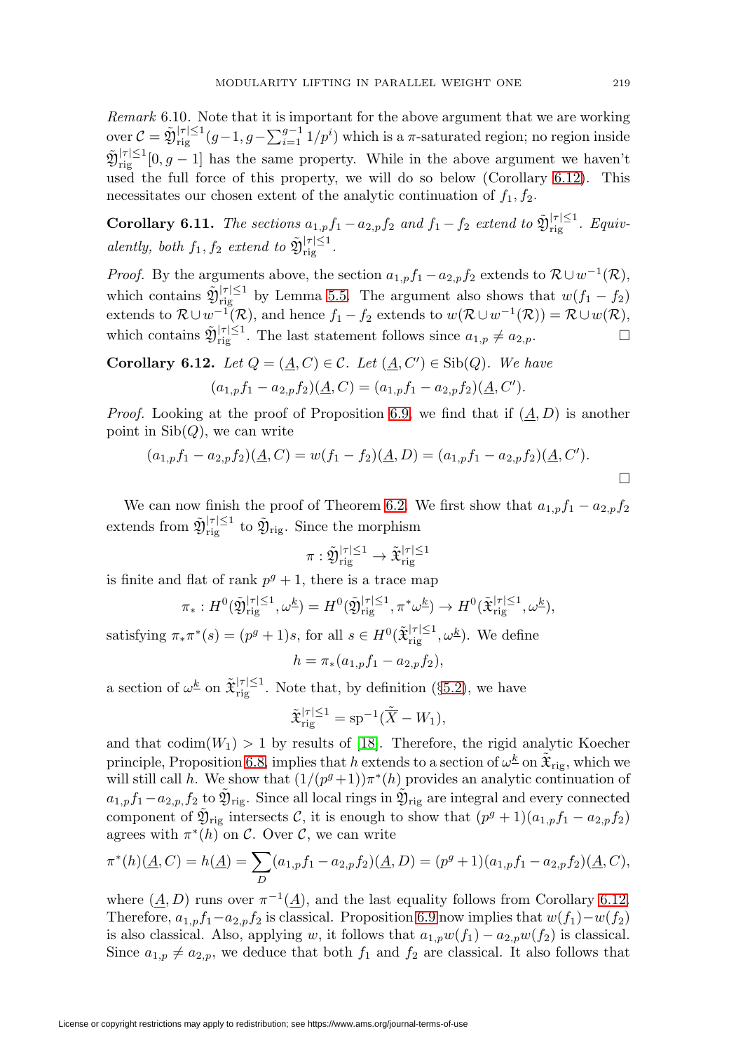*Remark* 6.10. Note that it is important for the above argument that we are working over $\mathcal{C} = \tilde{\mathfrak{Y}}_{\rm rig}^{|\tau|\le 1}(g-1, g-\sum_{i=1}^{g-1} 1/p^i)$ which is a $\pi$-saturated region; no region inside $\tilde{\mathfrak{Y}}_{\rm rig}^{|\tau|\le 1}[0, g-1]$ has the same property. While in the above argument we haven't used the full force of this property, we will do so below (Corollary 6.12). This necessitates our chosen extent of the analytic continuation of $f_1, f_2$.

**Corollary 6.11.** *The sections $a_{1,p}f_1 - a_{2,p}f_2$ and $f_1 - f_2$ extend to $\tilde{\mathfrak{Y}}_{\rm rig}^{|\tau|\le 1}$. Equivalently, both $f_1, f_2$ extend to $\tilde{\mathfrak{Y}}_{\rm rig}^{|\tau|\le 1}$.*

*Proof.* By the arguments above, the section $a_{1,p}f_1 - a_{2,p}f_2$ extends to $\mathcal{R} \cup w^{-1}(\mathcal{R})$, which contains $\tilde{\mathfrak{Y}}_{\rm rig}^{|\tau|\le 1}$ by Lemma 5.5. The argument also shows that $w(f_1 - f_2)$ extends to $\mathcal{R} \cup w^{-1}(\mathcal{R})$, and hence $f_1 - f_2$ extends to $w(\mathcal{R} \cup w^{-1}(\mathcal{R})) = \mathcal{R} \cup w(\mathcal{R})$, which contains $\tilde{\mathfrak{Y}}_{\rm rig}^{|\tau|\le 1}$. The last statement follows since $a_{1,p} \neq a_{2,p}$. $\square$

**Corollary 6.12.** *Let $Q = (\underline{A}, C) \in \mathcal{C}$. Let $(\underline{A}, C') \in \mathrm{Sib}(Q)$. We have*

$$(a_{1,p}f_1 - a_{2,p}f_2)(\underline{A}, C) = (a_{1,p}f_1 - a_{2,p}f_2)(\underline{A}, C').$$

*Proof.* Looking at the proof of Proposition 6.9, we find that if $(\underline{A}, D)$ is another point in $\mathrm{Sib}(Q)$, we can write

$$(a_{1,p}f_1 - a_{2,p}f_2)(\underline{A}, C) = w(f_1 - f_2)(\underline{A}, D) = (a_{1,p}f_1 - a_{2,p}f_2)(\underline{A}, C').$$

$\square$

We can now finish the proof of Theorem 6.2. We first show that $a_{1,p}f_1 - a_{2,p}f_2$ extends from $\tilde{\mathfrak{Y}}_{\rm rig}^{|\tau|\le 1}$ to $\tilde{\mathfrak{Y}}_{\rm rig}$. Since the morphism

$$\pi : \tilde{\mathfrak{Y}}_{\rm rig}^{|\tau|\le 1} \to \tilde{\mathfrak{X}}_{\rm rig}^{|\tau|\le 1}$$

is finite and flat of rank $p^g + 1$, there is a trace map

$$\pi_* : H^0(\tilde{\mathfrak{Y}}_{\rm rig}^{|\tau|\le 1}, \omega^{\underline{k}}) = H^0(\tilde{\mathfrak{Y}}_{\rm rig}^{|\tau|\le 1}, \pi^*\omega^{\underline{k}}) \to H^0(\tilde{\mathfrak{X}}_{\rm rig}^{|\tau|\le 1}, \omega^{\underline{k}}),$$

satisfying $\pi_*\pi^*(s) = (p^g+1)s$, for all $s \in H^0(\tilde{\mathfrak{X}}_{\rm rig}^{|\tau|\le 1}, \omega^{\underline{k}})$. We define

$$h = \pi_*(a_{1,p}f_1 - a_{2,p}f_2),$$

a section of $\omega^{\underline{k}}$ on $\tilde{\mathfrak{X}}_{\rm rig}^{|\tau|\le 1}$. Note that, by definition (§5.2), we have

$$\tilde{\mathfrak{X}}_{\rm rig}^{|\tau|\le 1} = \mathrm{sp}^{-1}(\tilde{\overline{X}} - W_1),$$

and that $\mathrm{codim}(W_1) > 1$ by results of [18]. Therefore, the rigid analytic Koecher principle, Proposition 6.8, implies that $h$ extends to a section of $\omega^{\underline{k}}$ on $\tilde{\mathfrak{X}}_{\rm rig}$, which we will still call $h$. We show that $(1/(p^g+1))\pi^*(h)$ provides an analytic continuation of $a_{1,p}f_1 - a_{2,p}, f_2$ to $\tilde{\mathfrak{Y}}_{\rm rig}$. Since all local rings in $\tilde{\mathfrak{Y}}_{\rm rig}$ are integral and every connected component of $\tilde{\mathfrak{Y}}_{\rm rig}$ intersects $\mathcal{C}$, it is enough to show that $(p^g+1)(a_{1,p}f_1 - a_{2,p}f_2)$ agrees with $\pi^*(h)$ on $\mathcal{C}$. Over $\mathcal{C}$, we can write

$$\pi^*(h)(\underline{A}, C) = h(\underline{A}) = \sum_D (a_{1,p}f_1 - a_{2,p}f_2)(\underline{A}, D) = (p^g+1)(a_{1,p}f_1 - a_{2,p}f_2)(\underline{A}, C),$$

where $(\underline{A}, D)$ runs over $\pi^{-1}(\underline{A})$, and the last equality follows from Corollary 6.12. Therefore, $a_{1,p}f_1 - a_{2,p}f_2$ is classical. Proposition 6.9 now implies that $w(f_1) - w(f_2)$ is also classical. Also, applying $w$, it follows that $a_{1,p}w(f_1) - a_{2,p}w(f_2)$ is classical. Since $a_{1,p} \neq a_{2,p}$, we deduce that both $f_1$ and $f_2$ are classical. It also follows that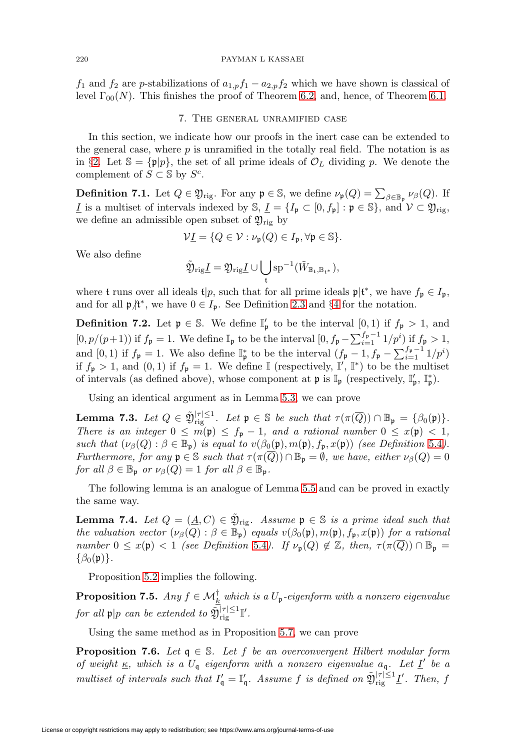$f_1$ and $f_2$ are $p$-stabilizations of $a_{1,p}f_1 - a_{2,p}f_2$ which we have shown is classical of level $\Gamma_{00}(N)$. This finishes the proof of Theorem 6.2, and, hence, of Theorem 6.1.

## 7. The general unramified case

In this section, we indicate how our proofs in the inert case can be extended to the general case, where $p$ is unramified in the totally real field. The notation is as in §2. Let $\mathbb{S} = \{\mathfrak{p}|p\}$, the set of all prime ideals of $\mathcal{O}_L$ dividing $p$. We denote the complement of $S \subset \mathbb{S}$ by $S^c$.

**Definition 7.1.** Let $Q \in \mathfrak{Y}_{\rm rig}$. For any $\mathfrak{p} \in \mathbb{S}$, we define $\nu_{\mathfrak{p}}(Q) = \sum_{\beta \in \mathbb{B}_{\mathfrak{p}}} \nu_\beta(Q)$. If $\underline{I}$ is a multiset of intervals indexed by $\mathbb{S}$, $\underline{I} = \{I_{\mathfrak{p}} \subset [0, f_{\mathfrak{p}}] : \mathfrak{p} \in \mathbb{S}\}$, and $\mathcal{V} \subset \mathfrak{Y}_{\rm rig}$, we define an admissible open subset of $\mathfrak{Y}_{\rm rig}$ by

$$\mathcal{V}\underline{I} = \{Q \in \mathcal{V} : \nu_{\mathfrak{p}}(Q) \in I_{\mathfrak{p}}, \forall \mathfrak{p} \in \mathbb{S}\}.$$

We also define

$$\tilde{\mathfrak{Y}}_{\rm rig}\underline{I} = \mathfrak{Y}_{\rm rig}\underline{I} \cup \bigcup_{\mathfrak{t}} {\rm sp}^{-1}(\tilde{W}_{\mathbb{B}_{\mathfrak{t}},\mathbb{B}_{\mathfrak{t}^*}}),$$

where $\mathfrak{t}$ runs over all ideals $\mathfrak{t}|p$, such that for all prime ideals $\mathfrak{p}|\mathfrak{t}^*$, we have $f_{\mathfrak{p}} \in I_{\mathfrak{p}}$, and for all $\mathfrak{p} \nmid \mathfrak{t}^*$, we have $0 \in I_{\mathfrak{p}}$. See Definition 2.3 and §4 for the notation.

**Definition 7.2.** Let $\mathfrak{p} \in \mathbb{S}$. We define $\mathbb{I}'_{\mathfrak{p}}$ to be the interval $[0,1)$ if $f_{\mathfrak{p}} > 1$, and $[0, p/(p+1))$ if $f_{\mathfrak{p}} = 1$. We define $\mathbb{I}_{\mathfrak{p}}$ to be the interval $[0, f_{\mathfrak{p}} - \sum_{i=1}^{f_{\mathfrak{p}}-1} 1/p^i)$ if $f_{\mathfrak{p}} > 1$, and $[0,1)$ if $f_{\mathfrak{p}} = 1$. We also define $\mathbb{I}^*_{\mathfrak{p}}$ to be the interval $(f_{\mathfrak{p}} - 1, f_{\mathfrak{p}} - \sum_{i=1}^{f_{\mathfrak{p}}-1} 1/p^i)$ if $f_{\mathfrak{p}} > 1$, and $(0,1)$ if $f_{\mathfrak{p}} = 1$. We define $\mathbb{I}$ (respectively, $\mathbb{I}'$, $\mathbb{I}^*$) to be the multiset of intervals (as defined above), whose component at $\mathfrak{p}$ is $\mathbb{I}_{\mathfrak{p}}$ (respectively, $\mathbb{I}'_{\mathfrak{p}}$, $\mathbb{I}^*_{\mathfrak{p}}$).

Using an identical argument as in Lemma 5.3, we can prove

**Lemma 7.3.** *Let $Q \in \tilde{\mathfrak{Y}}^{|\tau|\leq 1}_{\rm rig}$. Let $\mathfrak{p} \in \mathbb{S}$ be such that $\tau(\pi(\overline{Q})) \cap \mathbb{B}_{\mathfrak{p}} = \{\beta_0(\mathfrak{p})\}$. There is an integer $0 \leq m(\mathfrak{p}) \leq f_{\mathfrak{p}} - 1$, and a rational number $0 \leq x(\mathfrak{p}) < 1$, such that $(\nu_\beta(Q) : \beta \in \mathbb{B}_{\mathfrak{p}})$ is equal to $v(\beta_0(\mathfrak{p}), m(\mathfrak{p}), f_{\mathfrak{p}}, x(\mathfrak{p}))$ (see Definition 5.4). Furthermore, for any $\mathfrak{p} \in \mathbb{S}$ such that $\tau(\pi(\overline{Q})) \cap \mathbb{B}_{\mathfrak{p}} = \emptyset$, we have, either $\nu_\beta(Q) = 0$ for all $\beta \in \mathbb{B}_{\mathfrak{p}}$ or $\nu_\beta(Q) = 1$ for all $\beta \in \mathbb{B}_{\mathfrak{p}}$.*

The following lemma is an analogue of Lemma 5.5 and can be proved in exactly the same way.

**Lemma 7.4.** *Let $Q = (\underline{A}, C) \in \tilde{\mathfrak{Y}}_{\rm rig}$. Assume $\mathfrak{p} \in \mathbb{S}$ is a prime ideal such that the valuation vector $(\nu_\beta(Q) : \beta \in \mathbb{B}_{\mathfrak{p}})$ equals $v(\beta_0(\mathfrak{p}), m(\mathfrak{p}), f_{\mathfrak{p}}, x(\mathfrak{p}))$ for a rational number $0 \leq x(\mathfrak{p}) < 1$ (see Definition 5.4). If $\nu_{\mathfrak{p}}(Q) \notin \mathbb{Z}$, then, $\tau(\pi(\overline{Q})) \cap \mathbb{B}_{\mathfrak{p}} = \{\beta_0(\mathfrak{p})\}$.*

Proposition 5.2 implies the following.

**Proposition 7.5.** *Any $f \in \mathcal{M}^\dagger_{\underline{k}}$ which is a $U_{\mathfrak{p}}$-eigenform with a nonzero eigenvalue for all $\mathfrak{p}|p$ can be extended to $\tilde{\mathfrak{Y}}^{|\tau|\leq 1}_{\rm rig}\mathbb{I}'$.*

Using the same method as in Proposition 5.7, we can prove

**Proposition 7.6.** *Let $\mathfrak{q} \in \mathbb{S}$. Let $f$ be an overconvergent Hilbert modular form of weight $\underline{\kappa}$, which is a $U_{\mathfrak{q}}$ eigenform with a nonzero eigenvalue $a_{\mathfrak{q}}$. Let $\underline{I}'$ be a multiset of intervals such that $I'_{\mathfrak{q}} = \mathbb{I}'_{\mathfrak{q}}$. Assume $f$ is defined on $\tilde{\mathfrak{Y}}^{|\tau|\leq 1}_{\rm rig}\underline{I}'$. Then, $f$*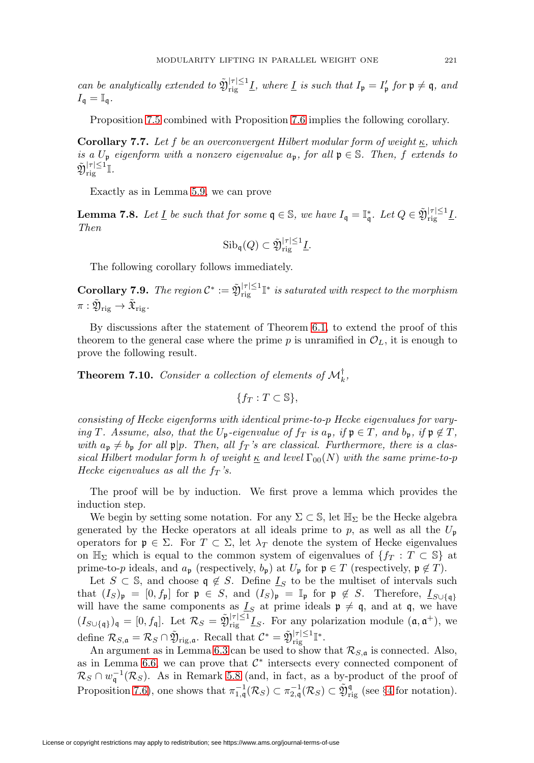*can be analytically extended to* $\tilde{\mathfrak{Y}}_{\mathrm{rig}}^{|\tau|\leq 1}\underline{I}$*, where* $\underline{I}$ *is such that* $I_{\mathfrak{p}} = I'_{\mathfrak{p}}$ *for* $\mathfrak{p} \neq \mathfrak{q}$*, and* $I_{\mathfrak{q}} = \mathbb{I}_{\mathfrak{q}}$*.*

Proposition 7.5 combined with Proposition 7.6 implies the following corollary.

**Corollary 7.7.** *Let* $f$ *be an overconvergent Hilbert modular form of weight* $\underline{\kappa}$*, which is a* $U_{\mathfrak{p}}$ *eigenform with a nonzero eigenvalue* $a_{\mathfrak{p}}$*, for all* $\mathfrak{p} \in \mathbb{S}$*. Then,* $f$ *extends to* $\tilde{\mathfrak{Y}}_{\mathrm{rig}}^{|\tau|\leq 1}\mathbb{I}$*.*

Exactly as in Lemma 5.9, we can prove

**Lemma 7.8.** *Let* $\underline{I}$ *be such that for some* $\mathfrak{q} \in \mathbb{S}$*, we have* $I_{\mathfrak{q}} = \mathbb{I}^*_{\mathfrak{q}}$*. Let* $Q \in \tilde{\mathfrak{Y}}_{\mathrm{rig}}^{|\tau|\leq 1}\underline{I}$*. Then*

$$\mathrm{Sib}_{\mathfrak{q}}(Q) \subset \tilde{\mathfrak{Y}}_{\mathrm{rig}}^{|\tau|\leq 1}\underline{I}.$$

The following corollary follows immediately.

**Corollary 7.9.** *The region* $\mathcal{C}^* := \tilde{\mathfrak{Y}}_{\mathrm{rig}}^{|\tau|\leq 1}\mathbb{I}^*$ *is saturated with respect to the morphism* $\pi : \tilde{\mathfrak{Y}}_{\mathrm{rig}} \to \tilde{\mathfrak{X}}_{\mathrm{rig}}$*.*

By discussions after the statement of Theorem 6.1, to extend the proof of this theorem to the general case where the prime $p$ is unramified in $\mathcal{O}_L$, it is enough to prove the following result.

**Theorem 7.10.** *Consider a collection of elements of* $\mathcal{M}^{\dagger}_{k}$*,*

$$\{f_T : T \subset \mathbb{S}\},$$

*consisting of Hecke eigenforms with identical prime-to-p Hecke eigenvalues for varying* $T$*. Assume, also, that the* $U_{\mathfrak{p}}$*-eigenvalue of* $f_T$ *is* $a_{\mathfrak{p}}$*, if* $\mathfrak{p} \in T$*, and* $b_{\mathfrak{p}}$*, if* $\mathfrak{p} \notin T$*, with* $a_{\mathfrak{p}} \neq b_{\mathfrak{p}}$ *for all* $\mathfrak{p}|p$*. Then, all* $f_T$*'s are classical. Furthermore, there is a classical Hilbert modular form* $h$ *of weight* $\underline{\kappa}$ *and level* $\Gamma_{00}(N)$ *with the same prime-to-p Hecke eigenvalues as all the* $f_T$*'s.*

The proof will be by induction. We first prove a lemma which provides the induction step.

We begin by setting some notation. For any $\Sigma \subset \mathbb{S}$, let $\mathbb{H}_{\Sigma}$ be the Hecke algebra generated by the Hecke operators at all ideals prime to $p$, as well as all the $U_{\mathfrak{p}}$ operators for $\mathfrak{p} \in \Sigma$. For $T \subset \Sigma$, let $\lambda_T$ denote the system of Hecke eigenvalues on $\mathbb{H}_{\Sigma}$ which is equal to the common system of eigenvalues of $\{f_T : T \subset \mathbb{S}\}$ at prime-to-$p$ ideals, and $a_{\mathfrak{p}}$ (respectively, $b_{\mathfrak{p}}$) at $U_{\mathfrak{p}}$ for $\mathfrak{p} \in T$ (respectively, $\mathfrak{p} \notin T$).

Let $S \subset \mathbb{S}$, and choose $\mathfrak{q} \notin S$. Define $\underline{I}_S$ to be the multiset of intervals such that $(I_S)_{\mathfrak{p}} = [0, f_{\mathfrak{p}}]$ for $\mathfrak{p} \in S$, and $(I_S)_{\mathfrak{p}} = \mathbb{I}_{\mathfrak{p}}$ for $\mathfrak{p} \notin S$. Therefore, $\underline{I}_{S\cup\{\mathfrak{q}\}}$ will have the same components as $\underline{I}_S$ at prime ideals $\mathfrak{p} \neq \mathfrak{q}$, and at $\mathfrak{q}$, we have $(I_{S\cup\{\mathfrak{q}\}})_{\mathfrak{q}} = [0, f_{\mathfrak{q}}]$. Let $\mathcal{R}_S = \tilde{\mathfrak{Y}}_{\mathrm{rig}}^{|\tau|\leq 1}\underline{I}_S$. For any polarization module $(\mathfrak{a}, \mathfrak{a}^+)$, we define $\mathcal{R}_{S,\mathfrak{a}} = \mathcal{R}_S \cap \tilde{\mathfrak{Y}}_{\mathrm{rig},\mathfrak{a}}$. Recall that $\mathcal{C}^* = \tilde{\mathfrak{Y}}_{\mathrm{rig}}^{|\tau|\leq 1}\mathbb{I}^*$.

An argument as in Lemma 6.3 can be used to show that $\mathcal{R}_{S,\mathfrak{a}}$ is connected. Also, as in Lemma 6.6, we can prove that $\mathcal{C}^*$ intersects every connected component of $\mathcal{R}_S \cap w_{\mathfrak{q}}^{-1}(\mathcal{R}_S)$. As in Remark 5.8 (and, in fact, as a by-product of the proof of Proposition 7.6), one shows that $\pi_{1,\mathfrak{q}}^{-1}(\mathcal{R}_S) \subset \pi_{2,\mathfrak{q}}^{-1}(\mathcal{R}_S) \subset \tilde{\mathfrak{Y}}_{\mathrm{rig}}^{\mathfrak{q}}$ (see §4 for notation).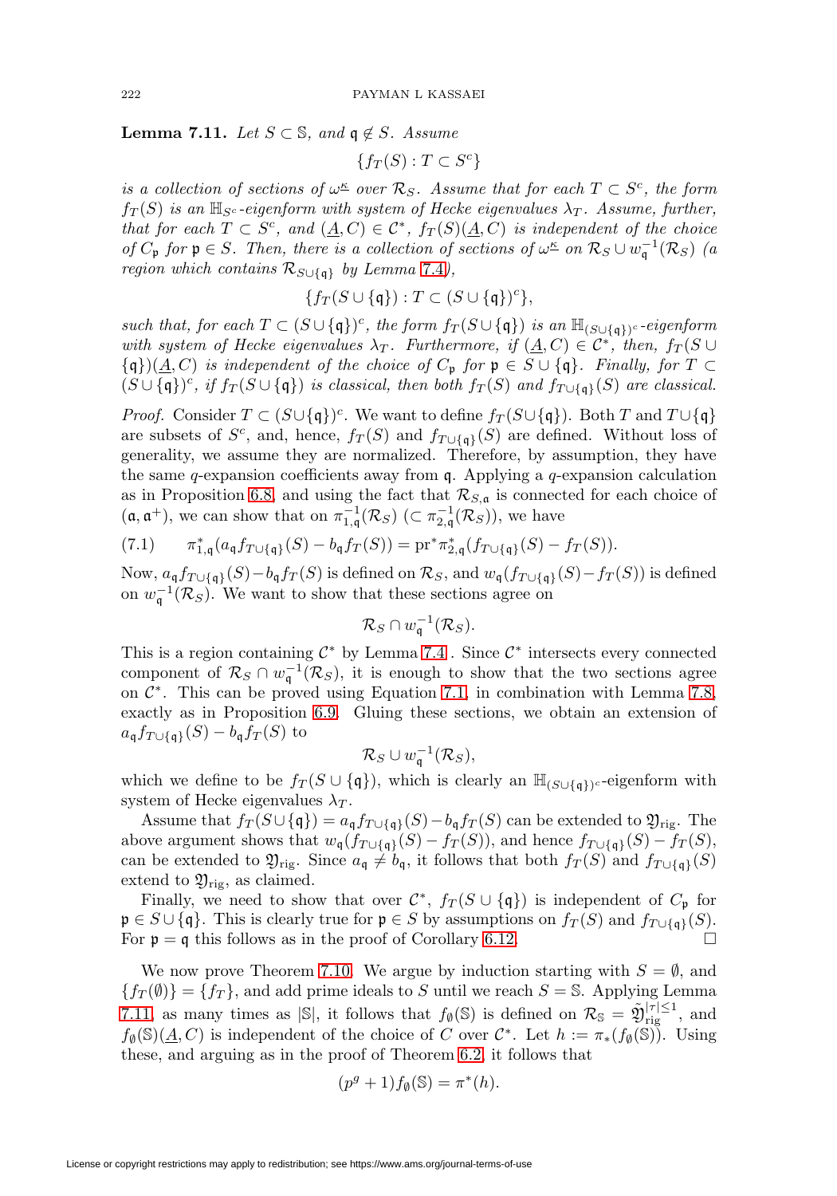**Lemma 7.11.** *Let $S \subset \mathbb{S}$, and $\mathfrak{q} \notin S$. Assume*

$$\{f_T(S) : T \subset S^c\}$$

*is a collection of sections of $\omega^{\underline{\kappa}}$ over $\mathcal{R}_S$. Assume that for each $T \subset S^c$, the form $f_T(S)$ is an $\mathbb{H}_{S^c}$-eigenform with system of Hecke eigenvalues $\lambda_T$. Assume, further, that for each $T \subset S^c$, and $(\underline{A}, C) \in \mathcal{C}^*$, $f_T(S)(\underline{A}, C)$ is independent of the choice of $C_\mathfrak{p}$ for $\mathfrak{p} \in S$. Then, there is a collection of sections of $\omega^{\underline{\kappa}}$ on $\mathcal{R}_S \cup w_\mathfrak{q}^{-1}(\mathcal{R}_S)$ (a region which contains $\mathcal{R}_{S\cup\{\mathfrak{q}\}}$ by Lemma 7.4),*

$$\{f_T(S \cup \{\mathfrak{q}\}) : T \subset (S \cup \{\mathfrak{q}\})^c\},$$

*such that, for each $T \subset (S \cup \{\mathfrak{q}\})^c$, the form $f_T(S \cup \{\mathfrak{q}\})$ is an $\mathbb{H}_{(S\cup\{\mathfrak{q}\})^c}$-eigenform with system of Hecke eigenvalues $\lambda_T$. Furthermore, if $(\underline{A}, C) \in \mathcal{C}^*$, then, $f_T(S \cup \{\mathfrak{q}\})(\underline{A}, C)$ is independent of the choice of $C_\mathfrak{p}$ for $\mathfrak{p} \in S \cup \{\mathfrak{q}\}$. Finally, for $T \subset (S \cup \{\mathfrak{q}\})^c$, if $f_T(S \cup \{\mathfrak{q}\})$ is classical, then both $f_T(S)$ and $f_{T\cup\{\mathfrak{q}\}}(S)$ are classical.*

*Proof.* Consider $T \subset (S \cup \{\mathfrak{q}\})^c$. We want to define $f_T(S \cup \{\mathfrak{q}\})$. Both $T$ and $T \cup \{\mathfrak{q}\}$ are subsets of $S^c$, and, hence, $f_T(S)$ and $f_{T\cup\{\mathfrak{q}\}}(S)$ are defined. Without loss of generality, we assume they are normalized. Therefore, by assumption, they have the same $q$-expansion coefficients away from $\mathfrak{q}$. Applying a $q$-expansion calculation as in Proposition 6.8, and using the fact that $\mathcal{R}_{S,\mathfrak{a}}$ is connected for each choice of $(\mathfrak{a}, \mathfrak{a}^+)$, we can show that on $\pi_{1,\mathfrak{q}}^{-1}(\mathcal{R}_S)$ $(\subset \pi_{2,\mathfrak{q}}^{-1}(\mathcal{R}_S))$, we have

$$\pi_{1,\mathfrak{q}}^*(a_\mathfrak{q} f_{T\cup\{\mathfrak{q}\}}(S) - b_\mathfrak{q} f_T(S)) = \mathrm{pr}^*\pi_{2,\mathfrak{q}}^*(f_{T\cup\{\mathfrak{q}\}}(S) - f_T(S)). \tag{7.1}$$

Now, $a_\mathfrak{q} f_{T\cup\{\mathfrak{q}\}}(S) - b_\mathfrak{q} f_T(S)$ is defined on $\mathcal{R}_S$, and $w_\mathfrak{q}(f_{T\cup\{\mathfrak{q}\}}(S) - f_T(S))$ is defined on $w_\mathfrak{q}^{-1}(\mathcal{R}_S)$. We want to show that these sections agree on

$$\mathcal{R}_S \cap w_\mathfrak{q}^{-1}(\mathcal{R}_S).$$

This is a region containing $\mathcal{C}^*$ by Lemma 7.4. Since $\mathcal{C}^*$ intersects every connected component of $\mathcal{R}_S \cap w_\mathfrak{q}^{-1}(\mathcal{R}_S)$, it is enough to show that the two sections agree on $\mathcal{C}^*$. This can be proved using Equation 7.1, in combination with Lemma 7.8, exactly as in Proposition 6.9. Gluing these sections, we obtain an extension of $a_\mathfrak{q} f_{T\cup\{\mathfrak{q}\}}(S) - b_\mathfrak{q} f_T(S)$ to

$$\mathcal{R}_S \cup w_\mathfrak{q}^{-1}(\mathcal{R}_S),$$

which we define to be $f_T(S \cup \{\mathfrak{q}\})$, which is clearly an $\mathbb{H}_{(S\cup\{\mathfrak{q}\})^c}$-eigenform with system of Hecke eigenvalues $\lambda_T$.

Assume that $f_T(S \cup \{\mathfrak{q}\}) = a_\mathfrak{q} f_{T\cup\{\mathfrak{q}\}}(S) - b_\mathfrak{q} f_T(S)$ can be extended to $\mathfrak{Y}_{\mathrm{rig}}$. The above argument shows that $w_\mathfrak{q}(f_{T\cup\{\mathfrak{q}\}}(S) - f_T(S))$, and hence $f_{T\cup\{\mathfrak{q}\}}(S) - f_T(S)$, can be extended to $\mathfrak{Y}_{\mathrm{rig}}$. Since $a_\mathfrak{q} \neq b_\mathfrak{q}$, it follows that both $f_T(S)$ and $f_{T\cup\{\mathfrak{q}\}}(S)$ extend to $\mathfrak{Y}_{\mathrm{rig}}$, as claimed.

Finally, we need to show that over $\mathcal{C}^*$, $f_T(S \cup \{\mathfrak{q}\})$ is independent of $C_\mathfrak{p}$ for $\mathfrak{p} \in S \cup \{\mathfrak{q}\}$. This is clearly true for $\mathfrak{p} \in S$ by assumptions on $f_T(S)$ and $f_{T\cup\{\mathfrak{q}\}}(S)$. For $\mathfrak{p} = \mathfrak{q}$ this follows as in the proof of Corollary 6.12. $\square$

We now prove Theorem 7.10. We argue by induction starting with $S = \emptyset$, and $\{f_T(\emptyset)\} = \{f_T\}$, and add prime ideals to $S$ until we reach $S = \mathbb{S}$. Applying Lemma 7.11, as many times as $|\mathbb{S}|$, it follows that $f_\emptyset(\mathbb{S})$ is defined on $\mathcal{R}_\mathbb{S} = \tilde{\mathfrak{Y}}_{\mathrm{rig}}^{|\tau|\leq 1}$, and $f_\emptyset(\mathbb{S})(\underline{A}, C)$ is independent of the choice of $C$ over $\mathcal{C}^*$. Let $h := \pi_*(f_\emptyset(\mathbb{S}))$. Using these, and arguing as in the proof of Theorem 6.2, it follows that

$$(p^g + 1)f_\emptyset(\mathbb{S}) = \pi^*(h).$$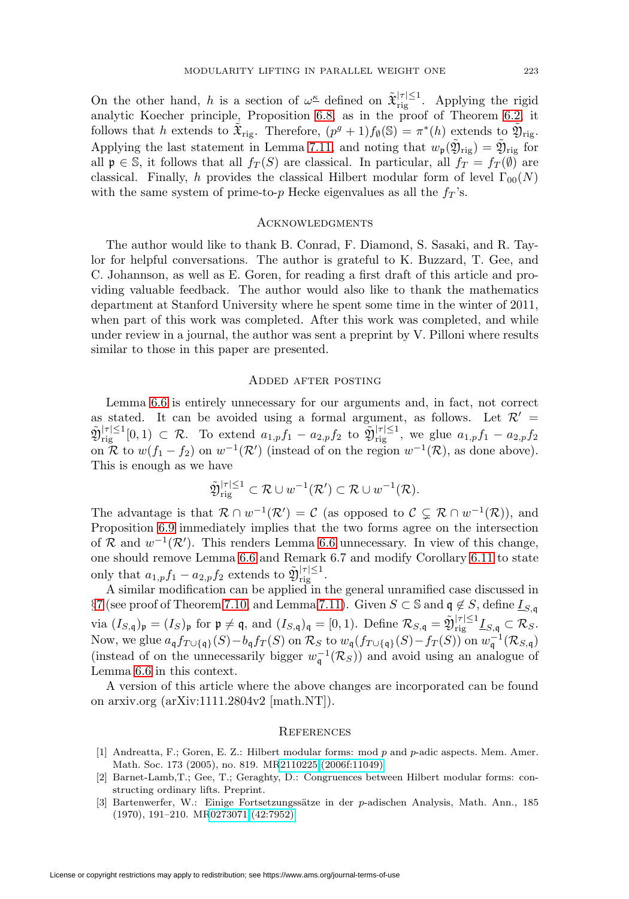On the other hand, $h$ is a section of $\omega^{\underline{\kappa}}$ defined on $\tilde{\mathfrak{X}}_{\mathrm{rig}}^{|\tau|\leq 1}$. Applying the rigid analytic Koecher principle, Proposition 6.8, as in the proof of Theorem 6.2, it follows that $h$ extends to $\tilde{\mathfrak{X}}_{\mathrm{rig}}$. Therefore, $(p^g+1)f_\emptyset(\mathbb{S}) = \pi^*(h)$ extends to $\tilde{\mathfrak{Y}}_{\mathrm{rig}}$. Applying the last statement in Lemma 7.11, and noting that $w_{\mathfrak{p}}(\tilde{\mathfrak{Y}}_{\mathrm{rig}}) = \tilde{\mathfrak{Y}}_{\mathrm{rig}}$ for all $\mathfrak{p} \in \mathbb{S}$, it follows that all $f_T(S)$ are classical. In particular, all $f_T = f_T(\emptyset)$ are classical. Finally, $h$ provides the classical Hilbert modular form of level $\Gamma_{00}(N)$ with the same system of prime-to-$p$ Hecke eigenvalues as all the $f_T$'s.

## Acknowledgments

The author would like to thank B. Conrad, F. Diamond, S. Sasaki, and R. Taylor for helpful conversations. The author is grateful to K. Buzzard, T. Gee, and C. Johansson, as well as E. Goren, for reading a first draft of this article and providing valuable feedback. The author would also like to thank the mathematics department at Stanford University where he spent some time in the winter of 2011, when part of this work was completed. After this work was completed, and while under review in a journal, the author was sent a preprint by V. Pilloni where results similar to those in this paper are presented.

## Added after posting

Lemma 6.6 is entirely unnecessary for our arguments and, in fact, not correct as stated. It can be avoided using a formal argument, as follows. Let $\mathcal{R}' = \tilde{\mathfrak{Y}}_{\mathrm{rig}}^{|\tau|\leq 1}[0,1) \subset \mathcal{R}$. To extend $a_{1,p}f_1 - a_{2,p}f_2$ to $\tilde{\mathfrak{Y}}_{\mathrm{rig}}^{|\tau|\leq 1}$, we glue $a_{1,p}f_1 - a_{2,p}f_2$ on $\mathcal{R}$ to $w(f_1 - f_2)$ on $w^{-1}(\mathcal{R}')$ (instead of on the region $w^{-1}(\mathcal{R})$, as done above). This is enough as we have

$$\tilde{\mathfrak{Y}}_{\mathrm{rig}}^{|\tau|\leq 1} \subset \mathcal{R} \cup w^{-1}(\mathcal{R}') \subset \mathcal{R} \cup w^{-1}(\mathcal{R}).$$

The advantage is that $\mathcal{R} \cap w^{-1}(\mathcal{R}') = \mathcal{C}$ (as opposed to $\mathcal{C} \subsetneq \mathcal{R} \cap w^{-1}(\mathcal{R})$), and Proposition 6.9 immediately implies that the two forms agree on the intersection of $\mathcal{R}$ and $w^{-1}(\mathcal{R}')$. This renders Lemma 6.6 unnecessary. In view of this change, one should remove Lemma 6.6 and Remark 6.7 and modify Corollary 6.11 to state only that $a_{1,p}f_1 - a_{2,p}f_2$ extends to $\tilde{\mathfrak{Y}}_{\mathrm{rig}}^{|\tau|\leq 1}$.

A similar modification can be applied in the general unramified case discussed in §7 (see proof of Theorem 7.10 and Lemma 7.11). Given $S \subset \mathbb{S}$ and $\mathfrak{q} \notin S$, define $\underline{I}_{S,\mathfrak{q}}$ via $(I_{S,\mathfrak{q}})_{\mathfrak{p}} = (I_S)_{\mathfrak{p}}$ for $\mathfrak{p} \neq \mathfrak{q}$, and $(I_{S,\mathfrak{q}})_{\mathfrak{q}} = [0,1)$. Define $\mathcal{R}_{S,\mathfrak{q}} = \tilde{\mathfrak{Y}}_{\mathrm{rig}}^{|\tau|\leq 1}\underline{I}_{S,\mathfrak{q}} \subset \mathcal{R}_S$. Now, we glue $a_{\mathfrak{q}}f_{T\cup\{\mathfrak{q}\}}(S) - b_{\mathfrak{q}}f_T(S)$ on $\mathcal{R}_S$ to $w_{\mathfrak{q}}(f_{T\cup\{\mathfrak{q}\}}(S) - f_T(S))$ on $w_{\mathfrak{q}}^{-1}(\mathcal{R}_{S,\mathfrak{q}})$ (instead of on the unnecessarily bigger $w_{\mathfrak{q}}^{-1}(\mathcal{R}_S)$) and avoid using an analogue of Lemma 6.6 in this context.

A version of this article where the above changes are incorporated can be found on arxiv.org (arXiv:1111.2804v2 [math.NT]).

## References

[1] Andreatta, F.; Goren, E. Z.: Hilbert modular forms: mod $p$ and $p$-adic aspects. Mem. Amer. Math. Soc. 173 (2005), no. 819. MR2110225 (2006f:11049)

[2] Barnet-Lamb,T.; Gee, T.; Geraghty, D.: Congruences between Hilbert modular forms: constructing ordinary lifts. Preprint.

[3] Bartenwerfer, W.: Einige Fortsetzungssätze in der $p$-adischen Analysis, Math. Ann., 185 (1970), 191–210. MR0273071 (42:7952)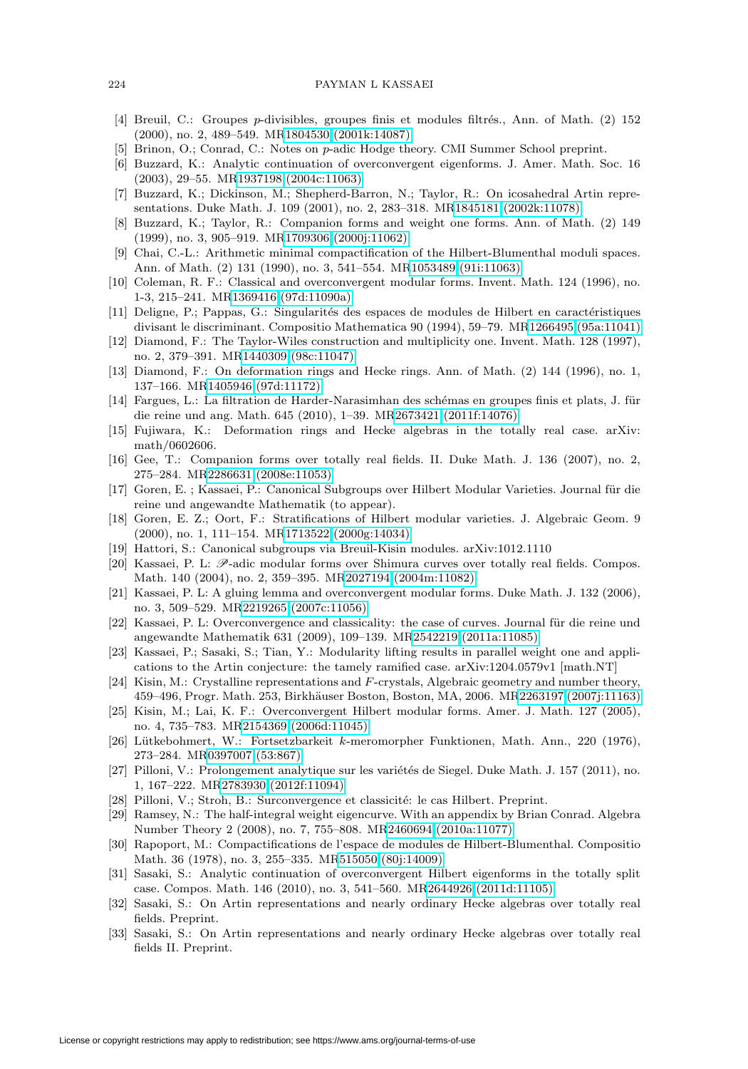[4] Breuil, C.: Groupes $p$-divisibles, groupes finis et modules filtrés., Ann. of Math. (2) 152 (2000), no. 2, 489–549. MR1804530 (2001k:14087)

[5] Brinon, O.; Conrad, C.: Notes on $p$-adic Hodge theory. CMI Summer School preprint.

[6] Buzzard, K.: Analytic continuation of overconvergent eigenforms. J. Amer. Math. Soc. 16 (2003), 29–55. MR1937198 (2004c:11063)

[7] Buzzard, K.; Dickinson, M.; Shepherd-Barron, N.; Taylor, R.: On icosahedral Artin representations. Duke Math. J. 109 (2001), no. 2, 283–318. MR1845181 (2002k:11078)

[8] Buzzard, K.; Taylor, R.: Companion forms and weight one forms. Ann. of Math. (2) 149 (1999), no. 3, 905–919. MR1709306 (2000j:11062)

[9] Chai, C.-L.: Arithmetic minimal compactification of the Hilbert-Blumenthal moduli spaces. Ann. of Math. (2) 131 (1990), no. 3, 541–554. MR1053489 (91i:11063)

[10] Coleman, R. F.: Classical and overconvergent modular forms. Invent. Math. 124 (1996), no. 1-3, 215–241. MR1369416 (97d:11090a)

[11] Deligne, P.; Pappas, G.: Singularités des espaces de modules de Hilbert en caractéristiques divisant le discriminant. Compositio Mathematica 90 (1994), 59–79. MR1266495 (95a:11041)

[12] Diamond, F.: The Taylor-Wiles construction and multiplicity one. Invent. Math. 128 (1997), no. 2, 379–391. MR1440309 (98c:11047)

[13] Diamond, F.: On deformation rings and Hecke rings. Ann. of Math. (2) 144 (1996), no. 1, 137–166. MR1405946 (97d:11172)

[14] Fargues, L.: La filtration de Harder-Narasimhan des schémas en groupes finis et plats, J. für die reine und ang. Math. 645 (2010), 1–39. MR2673421 (2011f:14076)

[15] Fujiwara, K.: Deformation rings and Hecke algebras in the totally real case. arXiv: math/0602606.

[16] Gee, T.: Companion forms over totally real fields. II. Duke Math. J. 136 (2007), no. 2, 275–284. MR2286631 (2008e:11053)

[17] Goren, E. ; Kassaei, P.: Canonical Subgroups over Hilbert Modular Varieties. Journal für die reine und angewandte Mathematik (to appear).

[18] Goren, E. Z.; Oort, F.: Stratifications of Hilbert modular varieties. J. Algebraic Geom. 9 (2000), no. 1, 111–154. MR1713522 (2000g:14034)

[19] Hattori, S.: Canonical subgroups via Breuil-Kisin modules. arXiv:1012.1110

[20] Kassaei, P. L: $\mathscr{P}$-adic modular forms over Shimura curves over totally real fields. Compos. Math. 140 (2004), no. 2, 359–395. MR2027194 (2004m:11082)

[21] Kassaei, P. L: A gluing lemma and overconvergent modular forms. Duke Math. J. 132 (2006), no. 3, 509–529. MR2219265 (2007c:11056)

[22] Kassaei, P. L: Overconvergence and classicality: the case of curves. Journal für die reine und angewandte Mathematik 631 (2009), 109–139. MR2542219 (2011a:11085)

[23] Kassaei, P.; Sasaki, S.; Tian, Y.: Modularity lifting results in parallel weight one and applications to the Artin conjecture: the tamely ramified case. arXiv:1204.0579v1 [math.NT]

[24] Kisin, M.: Crystalline representations and $F$-crystals, Algebraic geometry and number theory, 459–496, Progr. Math. 253, Birkhäuser Boston, Boston, MA, 2006. MR2263197 (2007j:11163)

[25] Kisin, M.; Lai, K. F.: Overconvergent Hilbert modular forms. Amer. J. Math. 127 (2005), no. 4, 735–783. MR2154369 (2006d:11045)

[26] Lütkebohmert, W.: Fortsetzbarkeit $k$-meromorpher Funktionen, Math. Ann., 220 (1976), 273–284. MR0397007 (53:867)

[27] Pilloni, V.: Prolongement analytique sur les variétés de Siegel. Duke Math. J. 157 (2011), no. 1, 167–222. MR2783930 (2012f:11094)

[28] Pilloni, V.; Stroh, B.: Surconvergence et classicité: le cas Hilbert. Preprint.

[29] Ramsey, N.: The half-integral weight eigencurve. With an appendix by Brian Conrad. Algebra Number Theory 2 (2008), no. 7, 755–808. MR2460694 (2010a:11077)

[30] Rapoport, M.: Compactifications de l'espace de modules de Hilbert-Blumenthal. Compositio Math. 36 (1978), no. 3, 255–335. MR515050 (80j:14009)

[31] Sasaki, S.: Analytic continuation of overconvergent Hilbert eigenforms in the totally split case. Compos. Math. 146 (2010), no. 3, 541–560. MR2644926 (2011d:11105)

[32] Sasaki, S.: On Artin representations and nearly ordinary Hecke algebras over totally real fields. Preprint.

[33] Sasaki, S.: On Artin representations and nearly ordinary Hecke algebras over totally real fields II. Preprint.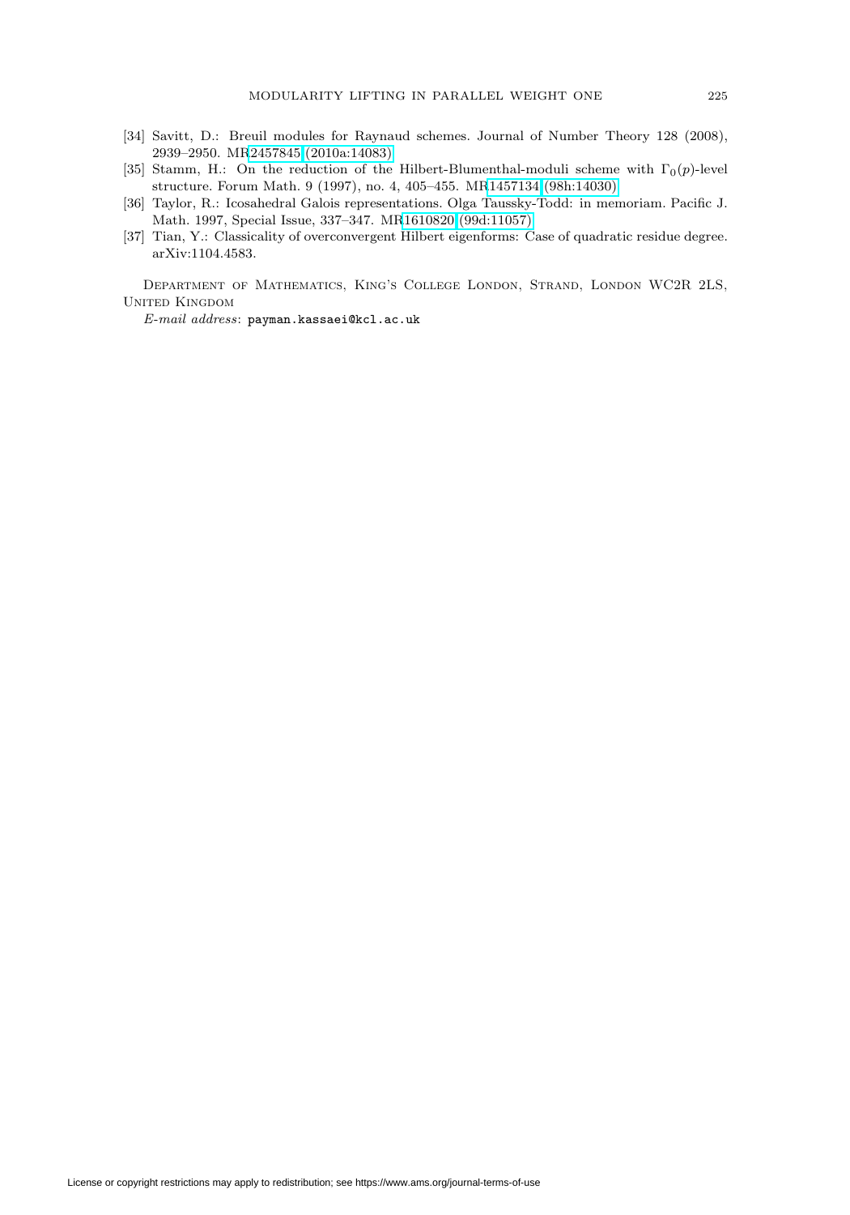[34] Savitt, D.: Breuil modules for Raynaud schemes. Journal of Number Theory 128 (2008), 2939–2950. MR2457845 (2010a:14083)

[35] Stamm, H.: On the reduction of the Hilbert-Blumenthal-moduli scheme with $\Gamma_0(p)$-level structure. Forum Math. 9 (1997), no. 4, 405–455. MR1457134 (98h:14030)

[36] Taylor, R.: Icosahedral Galois representations. Olga Taussky-Todd: in memoriam. Pacific J. Math. 1997, Special Issue, 337–347. MR1610820 (99d:11057)

[37] Tian, Y.: Classicality of overconvergent Hilbert eigenforms: Case of quadratic residue degree. arXiv:1104.4583.

Department of Mathematics, King's College London, Strand, London WC2R 2LS, United Kingdom

*E-mail address*: payman.kassaei@kcl.ac.uk